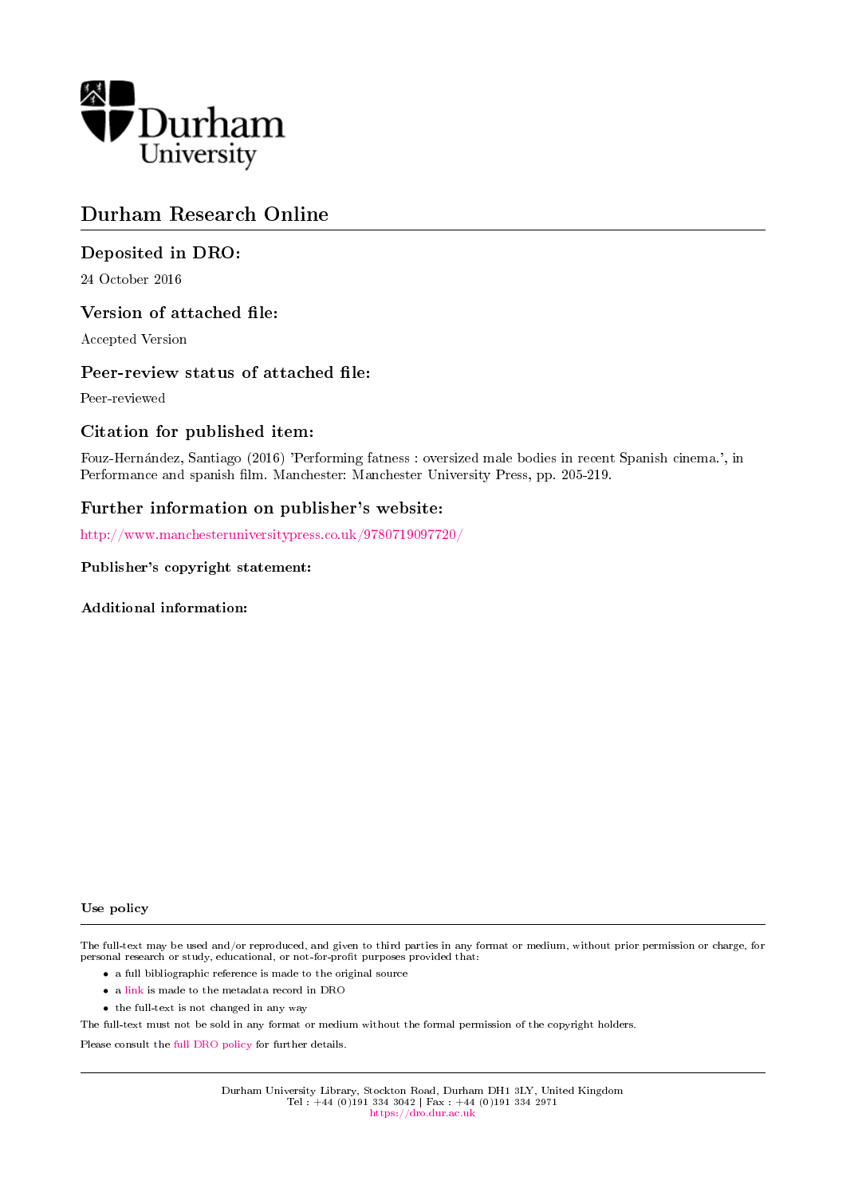# Durham Research Online

## Deposited in DRO:

24 October 2016

## Version of attached file:

Accepted Version

## Peer-review status of attached file:

Peer-reviewed

## Citation for published item:

Fouz-Hernández, Santiago (2016) 'Performing fatness : oversized male bodies in recent Spanish cinema.', in Performance and spanish film. Manchester: Manchester University Press, pp. 205-219.

## Further information on publisher's website:

http://www.manchesteruniversitypress.co.uk/9780719097720/

### Publisher's copyright statement:

### Additional information:

### Use policy

The full-text may be used and/or reproduced, and given to third parties in any format or medium, without prior permission or charge, for personal research or study, educational, or not-for-profit purposes provided that:

- a full bibliographic reference is made to the original source
- a link is made to the metadata record in DRO
- the full-text is not changed in any way

The full-text must not be sold in any format or medium without the formal permission of the copyright holders.

Please consult the full DRO policy for further details.

Durham University Library, Stockton Road, Durham DH1 3LY, United Kingdom
Tel : +44 (0)191 334 3042 | Fax : +44 (0)191 334 2971
https://dro.dur.ac.uk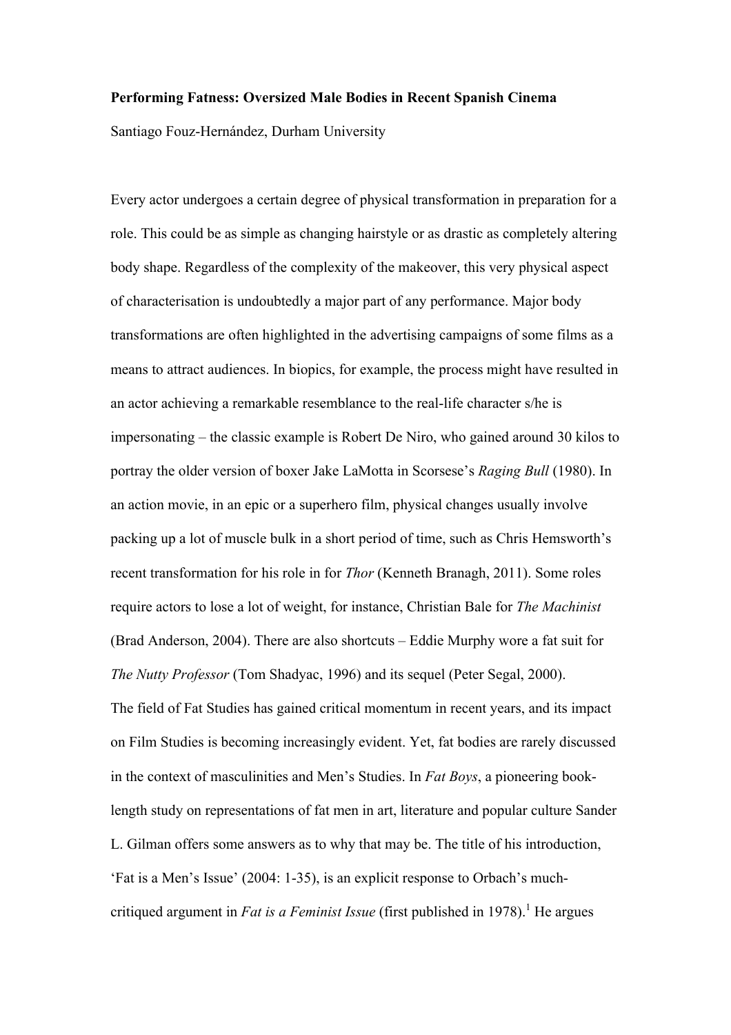**Performing Fatness: Oversized Male Bodies in Recent Spanish Cinema**

Santiago Fouz-Hernández, Durham University

Every actor undergoes a certain degree of physical transformation in preparation for a role. This could be as simple as changing hairstyle or as drastic as completely altering body shape. Regardless of the complexity of the makeover, this very physical aspect of characterisation is undoubtedly a major part of any performance. Major body transformations are often highlighted in the advertising campaigns of some films as a means to attract audiences. In biopics, for example, the process might have resulted in an actor achieving a remarkable resemblance to the real-life character s/he is impersonating – the classic example is Robert De Niro, who gained around 30 kilos to portray the older version of boxer Jake LaMotta in Scorsese's *Raging Bull* (1980). In an action movie, in an epic or a superhero film, physical changes usually involve packing up a lot of muscle bulk in a short period of time, such as Chris Hemsworth's recent transformation for his role in for *Thor* (Kenneth Branagh, 2011). Some roles require actors to lose a lot of weight, for instance, Christian Bale for *The Machinist* (Brad Anderson, 2004). There are also shortcuts – Eddie Murphy wore a fat suit for *The Nutty Professor* (Tom Shadyac, 1996) and its sequel (Peter Segal, 2000).

The field of Fat Studies has gained critical momentum in recent years, and its impact on Film Studies is becoming increasingly evident. Yet, fat bodies are rarely discussed in the context of masculinities and Men's Studies. In *Fat Boys*, a pioneering book-length study on representations of fat men in art, literature and popular culture Sander L. Gilman offers some answers as to why that may be. The title of his introduction, 'Fat is a Men's Issue' (2004: 1-35), is an explicit response to Orbach's much-critiqued argument in *Fat is a Feminist Issue* (first published in 1978).[1] He argues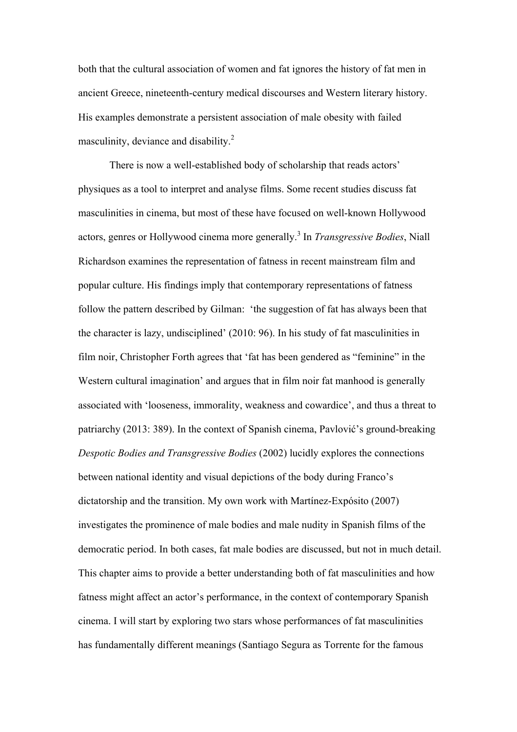both that the cultural association of women and fat ignores the history of fat men in ancient Greece, nineteenth-century medical discourses and Western literary history. His examples demonstrate a persistent association of male obesity with failed masculinity, deviance and disability.[2]

There is now a well-established body of scholarship that reads actors' physiques as a tool to interpret and analyse films. Some recent studies discuss fat masculinities in cinema, but most of these have focused on well-known Hollywood actors, genres or Hollywood cinema more generally.[3] In *Transgressive Bodies*, Niall Richardson examines the representation of fatness in recent mainstream film and popular culture. His findings imply that contemporary representations of fatness follow the pattern described by Gilman: 'the suggestion of fat has always been that the character is lazy, undisciplined' (2010: 96). In his study of fat masculinities in film noir, Christopher Forth agrees that 'fat has been gendered as "feminine" in the Western cultural imagination' and argues that in film noir fat manhood is generally associated with 'looseness, immorality, weakness and cowardice', and thus a threat to patriarchy (2013: 389). In the context of Spanish cinema, Pavlović's ground-breaking *Despotic Bodies and Transgressive Bodies* (2002) lucidly explores the connections between national identity and visual depictions of the body during Franco's dictatorship and the transition. My own work with Martínez-Expósito (2007) investigates the prominence of male bodies and male nudity in Spanish films of the democratic period. In both cases, fat male bodies are discussed, but not in much detail. This chapter aims to provide a better understanding both of fat masculinities and how fatness might affect an actor's performance, in the context of contemporary Spanish cinema. I will start by exploring two stars whose performances of fat masculinities has fundamentally different meanings (Santiago Segura as Torrente for the famous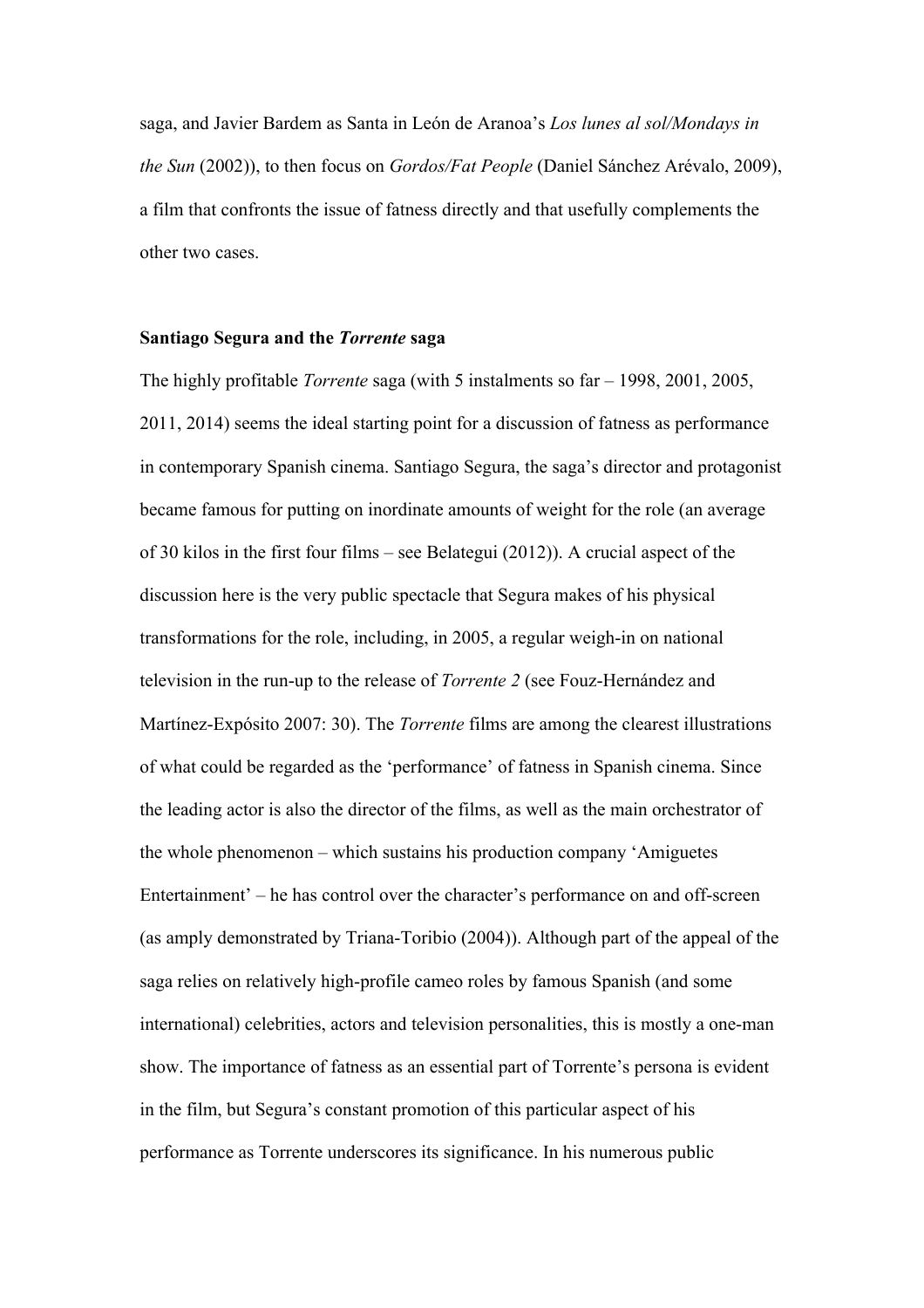saga, and Javier Bardem as Santa in León de Aranoa's *Los lunes al sol/Mondays in the Sun* (2002)), to then focus on *Gordos/Fat People* (Daniel Sánchez Arévalo, 2009), a film that confronts the issue of fatness directly and that usefully complements the other two cases.

## Santiago Segura and the *Torrente* saga

The highly profitable *Torrente* saga (with 5 instalments so far – 1998, 2001, 2005, 2011, 2014) seems the ideal starting point for a discussion of fatness as performance in contemporary Spanish cinema. Santiago Segura, the saga's director and protagonist became famous for putting on inordinate amounts of weight for the role (an average of 30 kilos in the first four films – see Belategui (2012)). A crucial aspect of the discussion here is the very public spectacle that Segura makes of his physical transformations for the role, including, in 2005, a regular weigh-in on national television in the run-up to the release of *Torrente 2* (see Fouz-Hernández and Martínez-Expósito 2007: 30). The *Torrente* films are among the clearest illustrations of what could be regarded as the 'performance' of fatness in Spanish cinema. Since the leading actor is also the director of the films, as well as the main orchestrator of the whole phenomenon – which sustains his production company 'Amiguetes Entertainment' – he has control over the character's performance on and off-screen (as amply demonstrated by Triana-Toribio (2004)). Although part of the appeal of the saga relies on relatively high-profile cameo roles by famous Spanish (and some international) celebrities, actors and television personalities, this is mostly a one-man show. The importance of fatness as an essential part of Torrente's persona is evident in the film, but Segura's constant promotion of this particular aspect of his performance as Torrente underscores its significance. In his numerous public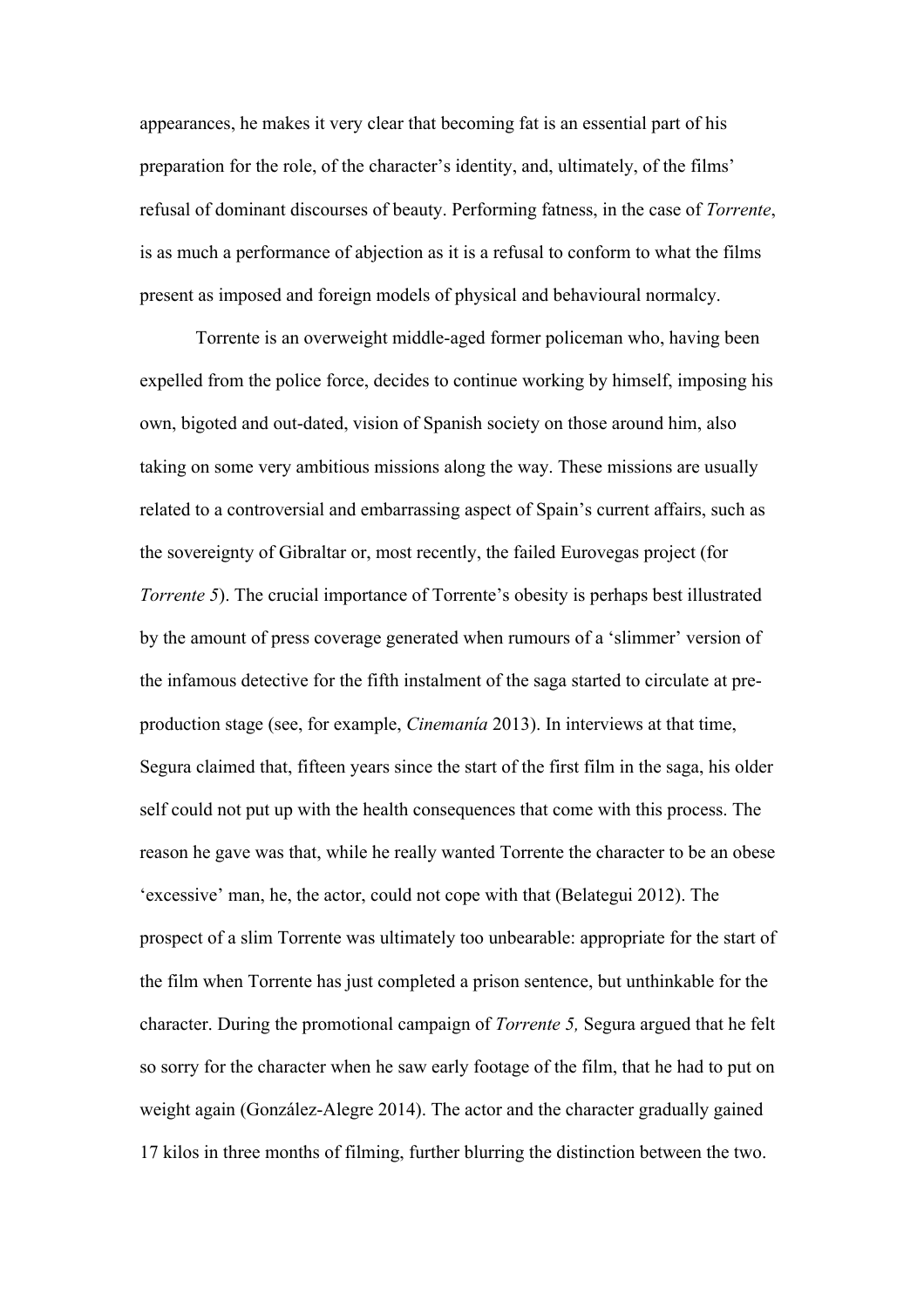appearances, he makes it very clear that becoming fat is an essential part of his preparation for the role, of the character's identity, and, ultimately, of the films' refusal of dominant discourses of beauty. Performing fatness, in the case of *Torrente*, is as much a performance of abjection as it is a refusal to conform to what the films present as imposed and foreign models of physical and behavioural normalcy.

Torrente is an overweight middle-aged former policeman who, having been expelled from the police force, decides to continue working by himself, imposing his own, bigoted and out-dated, vision of Spanish society on those around him, also taking on some very ambitious missions along the way. These missions are usually related to a controversial and embarrassing aspect of Spain's current affairs, such as the sovereignty of Gibraltar or, most recently, the failed Eurovegas project (for *Torrente 5*). The crucial importance of Torrente's obesity is perhaps best illustrated by the amount of press coverage generated when rumours of a 'slimmer' version of the infamous detective for the fifth instalment of the saga started to circulate at pre-production stage (see, for example, *Cinemanía* 2013). In interviews at that time, Segura claimed that, fifteen years since the start of the first film in the saga, his older self could not put up with the health consequences that come with this process. The reason he gave was that, while he really wanted Torrente the character to be an obese 'excessive' man, he, the actor, could not cope with that (Belategui 2012). The prospect of a slim Torrente was ultimately too unbearable: appropriate for the start of the film when Torrente has just completed a prison sentence, but unthinkable for the character. During the promotional campaign of *Torrente 5,* Segura argued that he felt so sorry for the character when he saw early footage of the film, that he had to put on weight again (González-Alegre 2014). The actor and the character gradually gained 17 kilos in three months of filming, further blurring the distinction between the two.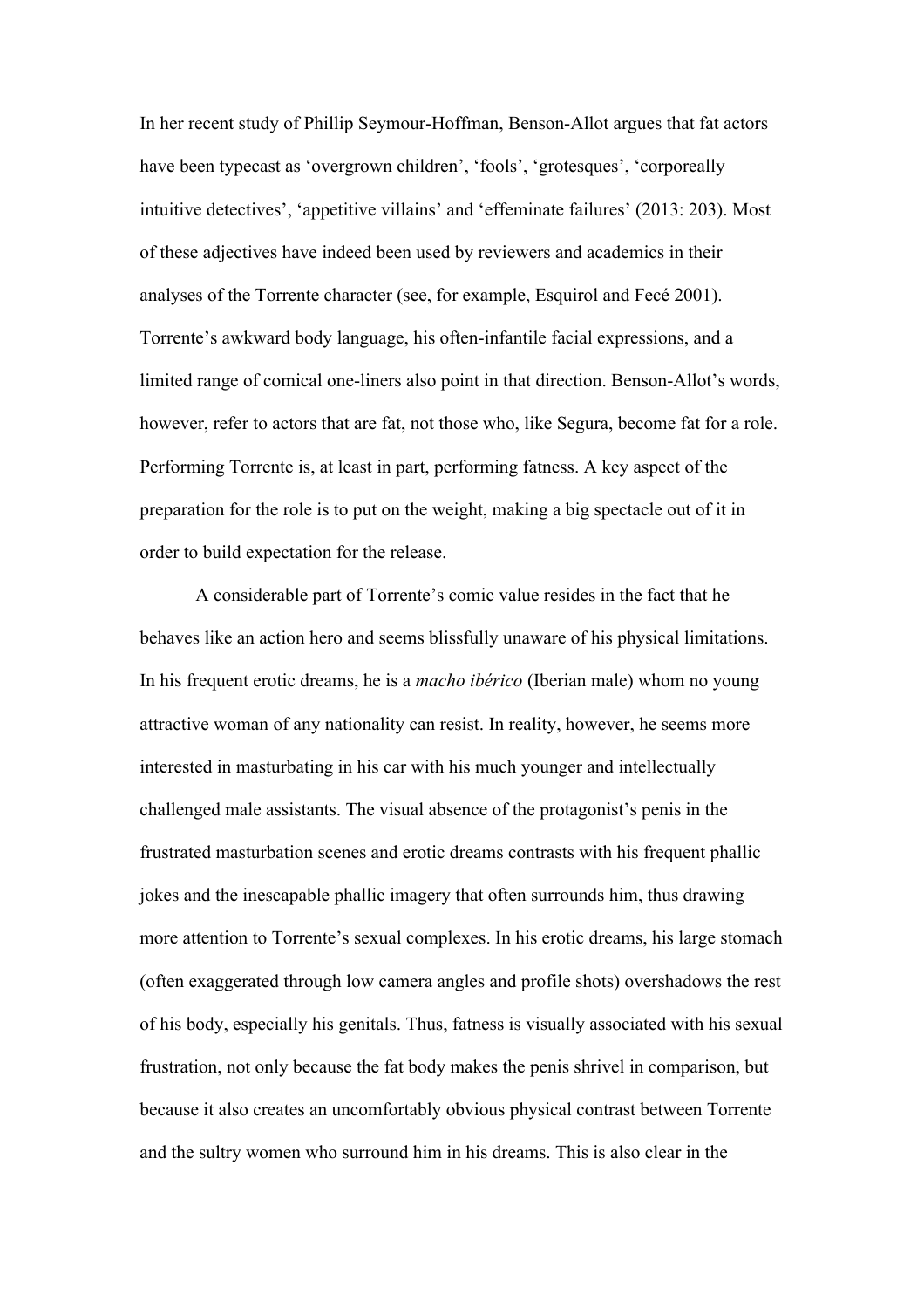In her recent study of Phillip Seymour-Hoffman, Benson-Allot argues that fat actors have been typecast as 'overgrown children', 'fools', 'grotesques', 'corporeally intuitive detectives', 'appetitive villains' and 'effeminate failures' (2013: 203). Most of these adjectives have indeed been used by reviewers and academics in their analyses of the Torrente character (see, for example, Esquirol and Fecé 2001). Torrente's awkward body language, his often-infantile facial expressions, and a limited range of comical one-liners also point in that direction. Benson-Allot's words, however, refer to actors that are fat, not those who, like Segura, become fat for a role. Performing Torrente is, at least in part, performing fatness. A key aspect of the preparation for the role is to put on the weight, making a big spectacle out of it in order to build expectation for the release.

A considerable part of Torrente's comic value resides in the fact that he behaves like an action hero and seems blissfully unaware of his physical limitations. In his frequent erotic dreams, he is a *macho ibérico* (Iberian male) whom no young attractive woman of any nationality can resist. In reality, however, he seems more interested in masturbating in his car with his much younger and intellectually challenged male assistants. The visual absence of the protagonist's penis in the frustrated masturbation scenes and erotic dreams contrasts with his frequent phallic jokes and the inescapable phallic imagery that often surrounds him, thus drawing more attention to Torrente's sexual complexes. In his erotic dreams, his large stomach (often exaggerated through low camera angles and profile shots) overshadows the rest of his body, especially his genitals. Thus, fatness is visually associated with his sexual frustration, not only because the fat body makes the penis shrivel in comparison, but because it also creates an uncomfortably obvious physical contrast between Torrente and the sultry women who surround him in his dreams. This is also clear in the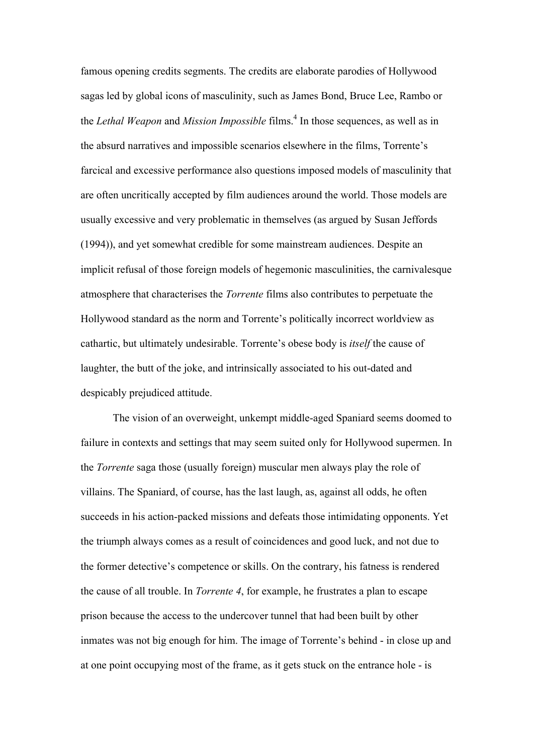famous opening credits segments. The credits are elaborate parodies of Hollywood sagas led by global icons of masculinity, such as James Bond, Bruce Lee, Rambo or the *Lethal Weapon* and *Mission Impossible* films.[4] In those sequences, as well as in the absurd narratives and impossible scenarios elsewhere in the films, Torrente's farcical and excessive performance also questions imposed models of masculinity that are often uncritically accepted by film audiences around the world. Those models are usually excessive and very problematic in themselves (as argued by Susan Jeffords (1994)), and yet somewhat credible for some mainstream audiences. Despite an implicit refusal of those foreign models of hegemonic masculinities, the carnivalesque atmosphere that characterises the *Torrente* films also contributes to perpetuate the Hollywood standard as the norm and Torrente's politically incorrect worldview as cathartic, but ultimately undesirable. Torrente's obese body is *itself* the cause of laughter, the butt of the joke, and intrinsically associated to his out-dated and despicably prejudiced attitude.

The vision of an overweight, unkempt middle-aged Spaniard seems doomed to failure in contexts and settings that may seem suited only for Hollywood supermen. In the *Torrente* saga those (usually foreign) muscular men always play the role of villains. The Spaniard, of course, has the last laugh, as, against all odds, he often succeeds in his action-packed missions and defeats those intimidating opponents. Yet the triumph always comes as a result of coincidences and good luck, and not due to the former detective's competence or skills. On the contrary, his fatness is rendered the cause of all trouble. In *Torrente 4*, for example, he frustrates a plan to escape prison because the access to the undercover tunnel that had been built by other inmates was not big enough for him. The image of Torrente's behind - in close up and at one point occupying most of the frame, as it gets stuck on the entrance hole - is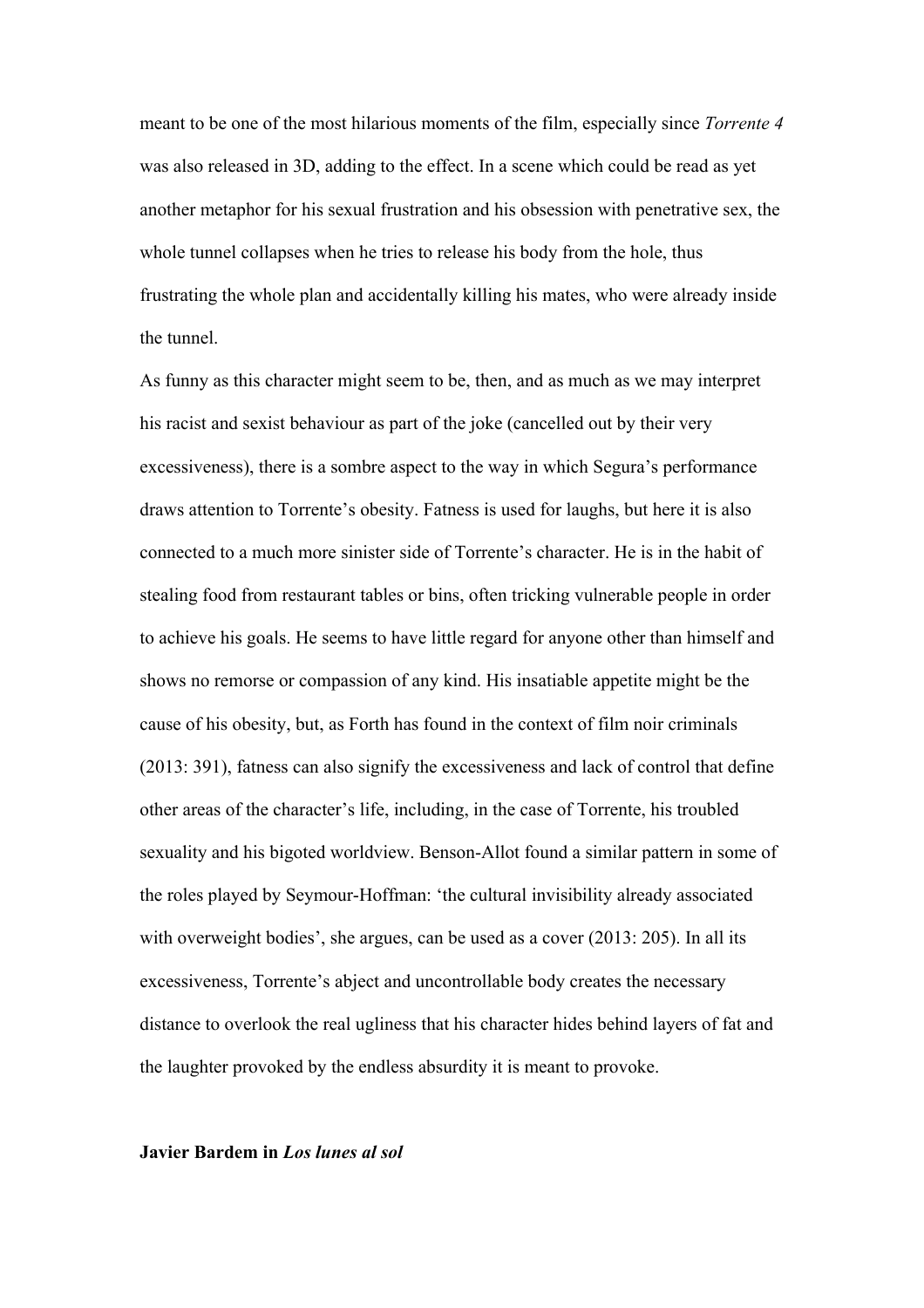meant to be one of the most hilarious moments of the film, especially since *Torrente 4* was also released in 3D, adding to the effect. In a scene which could be read as yet another metaphor for his sexual frustration and his obsession with penetrative sex, the whole tunnel collapses when he tries to release his body from the hole, thus frustrating the whole plan and accidentally killing his mates, who were already inside the tunnel.

As funny as this character might seem to be, then, and as much as we may interpret his racist and sexist behaviour as part of the joke (cancelled out by their very excessiveness), there is a sombre aspect to the way in which Segura's performance draws attention to Torrente's obesity. Fatness is used for laughs, but here it is also connected to a much more sinister side of Torrente's character. He is in the habit of stealing food from restaurant tables or bins, often tricking vulnerable people in order to achieve his goals. He seems to have little regard for anyone other than himself and shows no remorse or compassion of any kind. His insatiable appetite might be the cause of his obesity, but, as Forth has found in the context of film noir criminals (2013: 391), fatness can also signify the excessiveness and lack of control that define other areas of the character's life, including, in the case of Torrente, his troubled sexuality and his bigoted worldview. Benson-Allot found a similar pattern in some of the roles played by Seymour-Hoffman: 'the cultural invisibility already associated with overweight bodies', she argues, can be used as a cover (2013: 205). In all its excessiveness, Torrente's abject and uncontrollable body creates the necessary distance to overlook the real ugliness that his character hides behind layers of fat and the laughter provoked by the endless absurdity it is meant to provoke.

**Javier Bardem in *Los lunes al sol***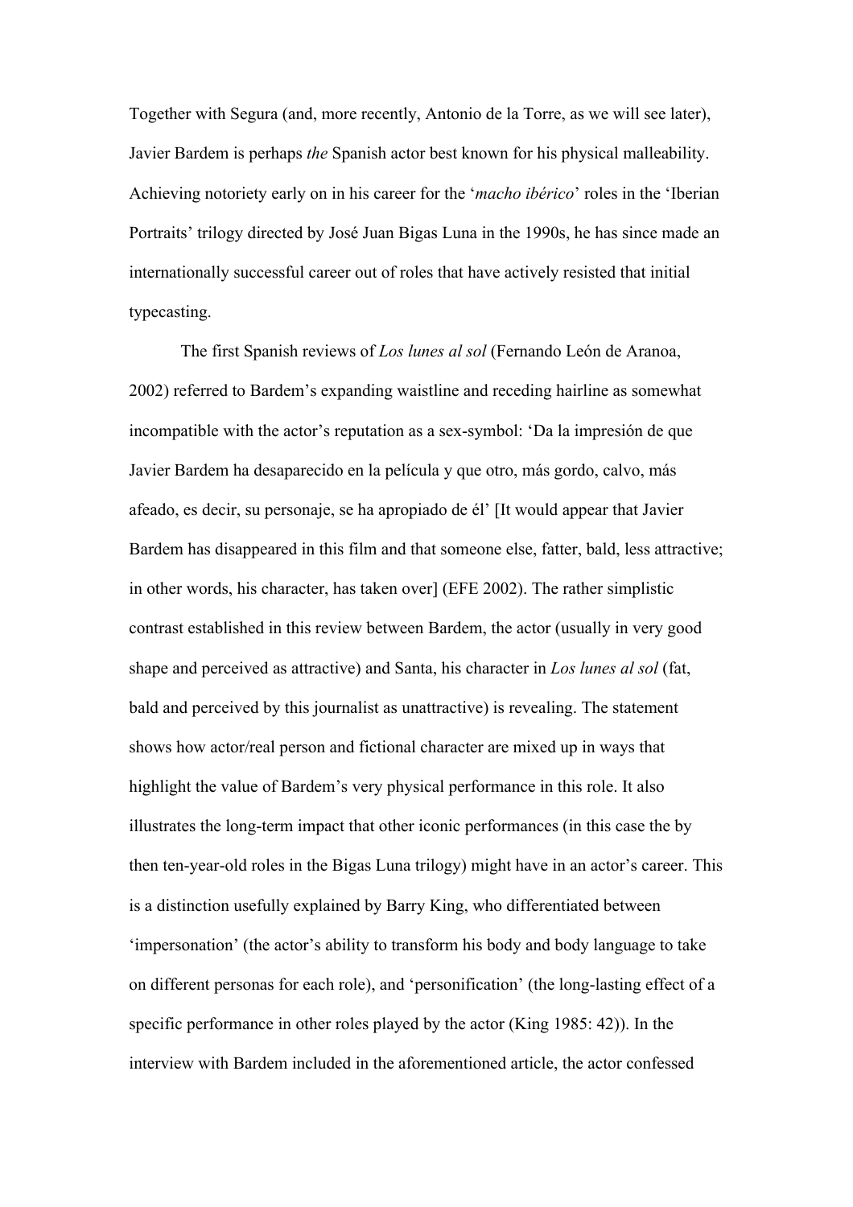Together with Segura (and, more recently, Antonio de la Torre, as we will see later), Javier Bardem is perhaps *the* Spanish actor best known for his physical malleability. Achieving notoriety early on in his career for the '*macho ibérico*' roles in the 'Iberian Portraits' trilogy directed by José Juan Bigas Luna in the 1990s, he has since made an internationally successful career out of roles that have actively resisted that initial typecasting.

The first Spanish reviews of *Los lunes al sol* (Fernando León de Aranoa, 2002) referred to Bardem's expanding waistline and receding hairline as somewhat incompatible with the actor's reputation as a sex-symbol: 'Da la impresión de que Javier Bardem ha desaparecido en la película y que otro, más gordo, calvo, más afeado, es decir, su personaje, se ha apropiado de él' [It would appear that Javier Bardem has disappeared in this film and that someone else, fatter, bald, less attractive; in other words, his character, has taken over] (EFE 2002). The rather simplistic contrast established in this review between Bardem, the actor (usually in very good shape and perceived as attractive) and Santa, his character in *Los lunes al sol* (fat, bald and perceived by this journalist as unattractive) is revealing. The statement shows how actor/real person and fictional character are mixed up in ways that highlight the value of Bardem's very physical performance in this role. It also illustrates the long-term impact that other iconic performances (in this case the by then ten-year-old roles in the Bigas Luna trilogy) might have in an actor's career. This is a distinction usefully explained by Barry King, who differentiated between 'impersonation' (the actor's ability to transform his body and body language to take on different personas for each role), and 'personification' (the long-lasting effect of a specific performance in other roles played by the actor (King 1985: 42)). In the interview with Bardem included in the aforementioned article, the actor confessed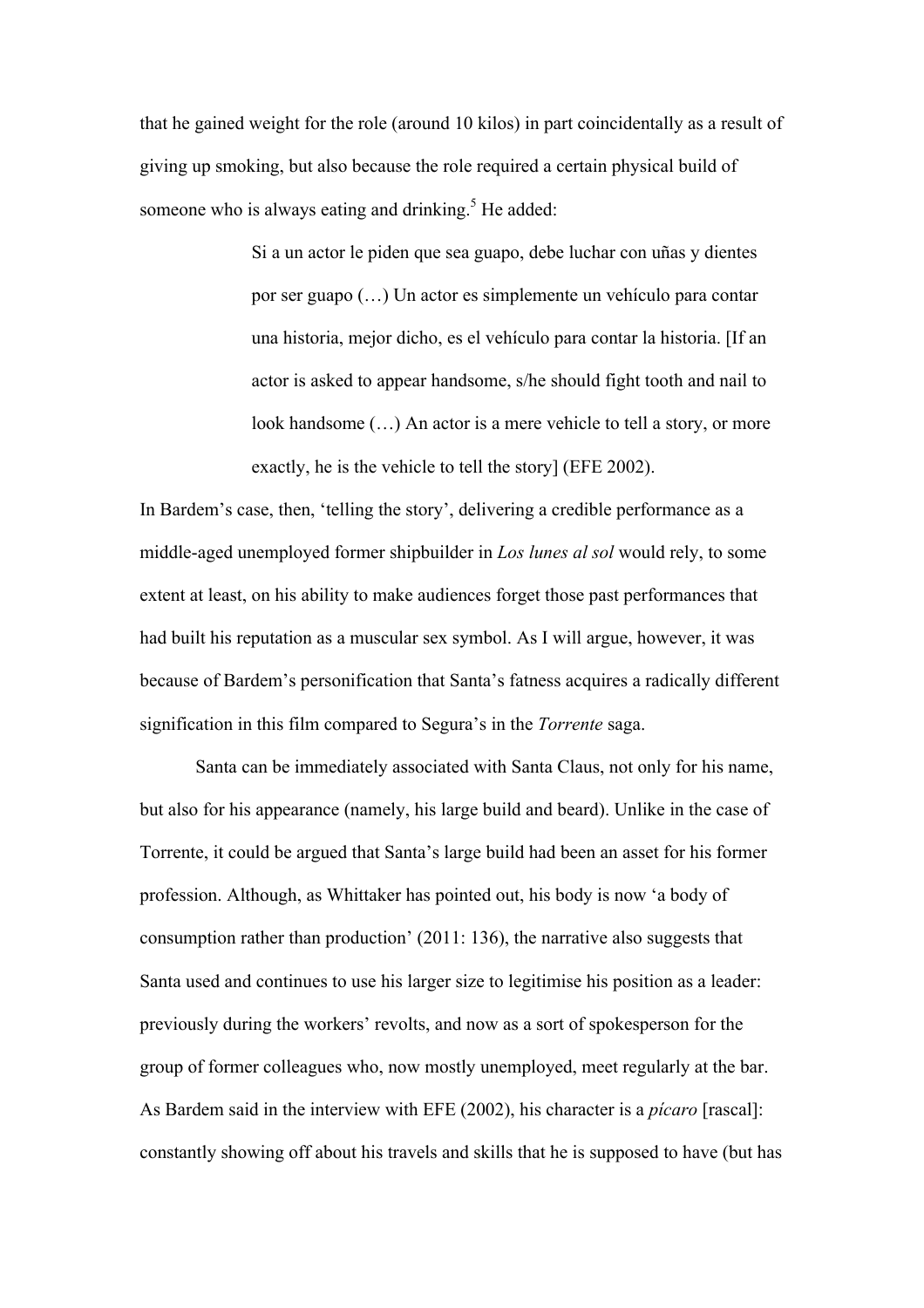that he gained weight for the role (around 10 kilos) in part coincidentally as a result of giving up smoking, but also because the role required a certain physical build of someone who is always eating and drinking.[5] He added:

> Si a un actor le piden que sea guapo, debe luchar con uñas y dientes por ser guapo (…) Un actor es simplemente un vehículo para contar una historia, mejor dicho, es el vehículo para contar la historia. [If an actor is asked to appear handsome, s/he should fight tooth and nail to look handsome (…) An actor is a mere vehicle to tell a story, or more exactly, he is the vehicle to tell the story] (EFE 2002).

In Bardem's case, then, 'telling the story', delivering a credible performance as a middle-aged unemployed former shipbuilder in *Los lunes al sol* would rely, to some extent at least, on his ability to make audiences forget those past performances that had built his reputation as a muscular sex symbol. As I will argue, however, it was because of Bardem's personification that Santa's fatness acquires a radically different signification in this film compared to Segura's in the *Torrente* saga.

Santa can be immediately associated with Santa Claus, not only for his name, but also for his appearance (namely, his large build and beard). Unlike in the case of Torrente, it could be argued that Santa's large build had been an asset for his former profession. Although, as Whittaker has pointed out, his body is now 'a body of consumption rather than production' (2011: 136), the narrative also suggests that Santa used and continues to use his larger size to legitimise his position as a leader: previously during the workers' revolts, and now as a sort of spokesperson for the group of former colleagues who, now mostly unemployed, meet regularly at the bar. As Bardem said in the interview with EFE (2002), his character is a *pícaro* [rascal]: constantly showing off about his travels and skills that he is supposed to have (but has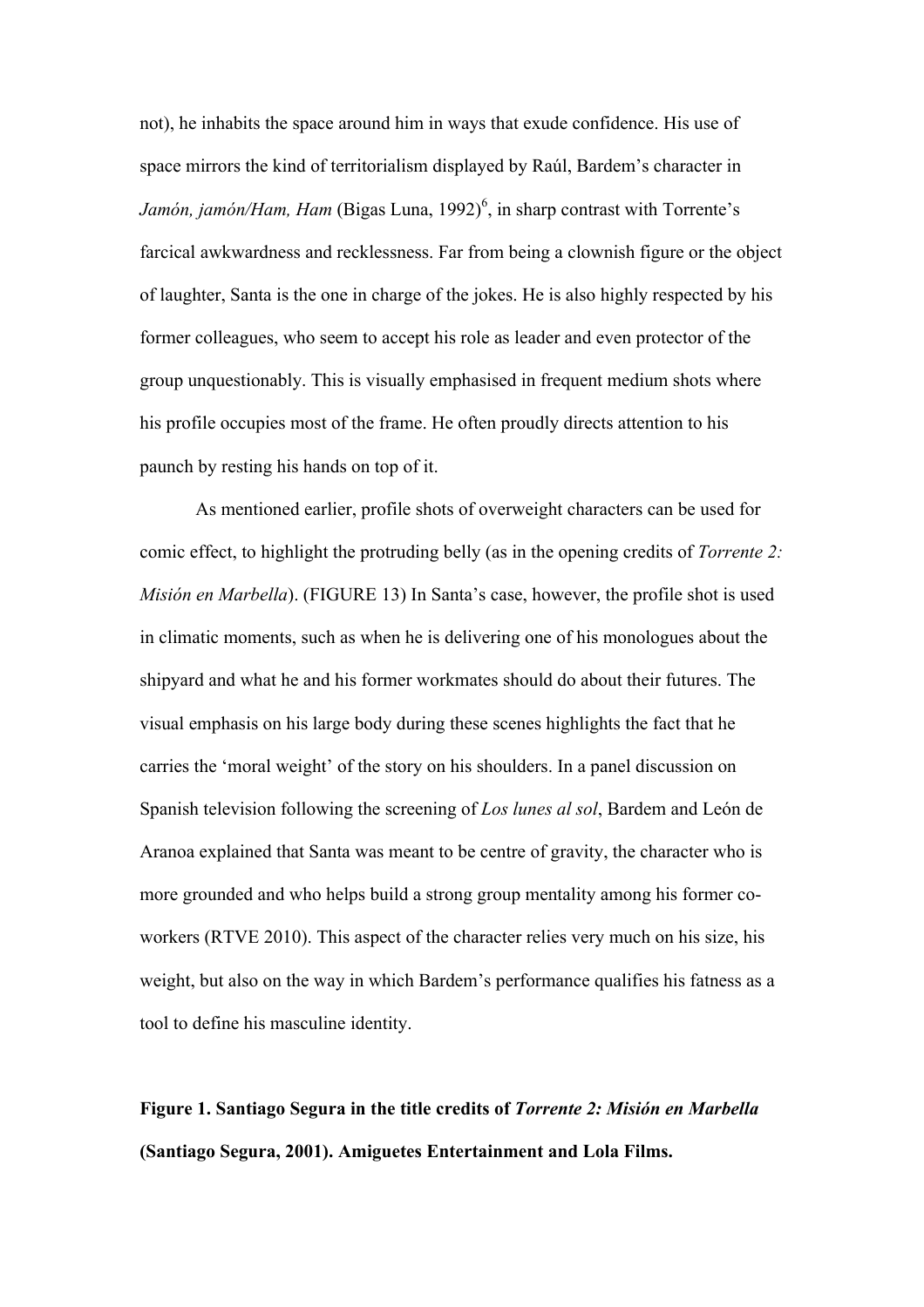not), he inhabits the space around him in ways that exude confidence. His use of space mirrors the kind of territorialism displayed by Raúl, Bardem's character in *Jamón, jamón/Ham, Ham* (Bigas Luna, 1992)[6], in sharp contrast with Torrente's farcical awkwardness and recklessness. Far from being a clownish figure or the object of laughter, Santa is the one in charge of the jokes. He is also highly respected by his former colleagues, who seem to accept his role as leader and even protector of the group unquestionably. This is visually emphasised in frequent medium shots where his profile occupies most of the frame. He often proudly directs attention to his paunch by resting his hands on top of it.

As mentioned earlier, profile shots of overweight characters can be used for comic effect, to highlight the protruding belly (as in the opening credits of *Torrente 2: Misión en Marbella*). (FIGURE 13) In Santa's case, however, the profile shot is used in climatic moments, such as when he is delivering one of his monologues about the shipyard and what he and his former workmates should do about their futures. The visual emphasis on his large body during these scenes highlights the fact that he carries the 'moral weight' of the story on his shoulders. In a panel discussion on Spanish television following the screening of *Los lunes al sol*, Bardem and León de Aranoa explained that Santa was meant to be centre of gravity, the character who is more grounded and who helps build a strong group mentality among his former co-workers (RTVE 2010). This aspect of the character relies very much on his size, his weight, but also on the way in which Bardem's performance qualifies his fatness as a tool to define his masculine identity.

**Figure 1. Santiago Segura in the title credits of *Torrente 2: Misión en Marbella* (Santiago Segura, 2001). Amiguetes Entertainment and Lola Films.**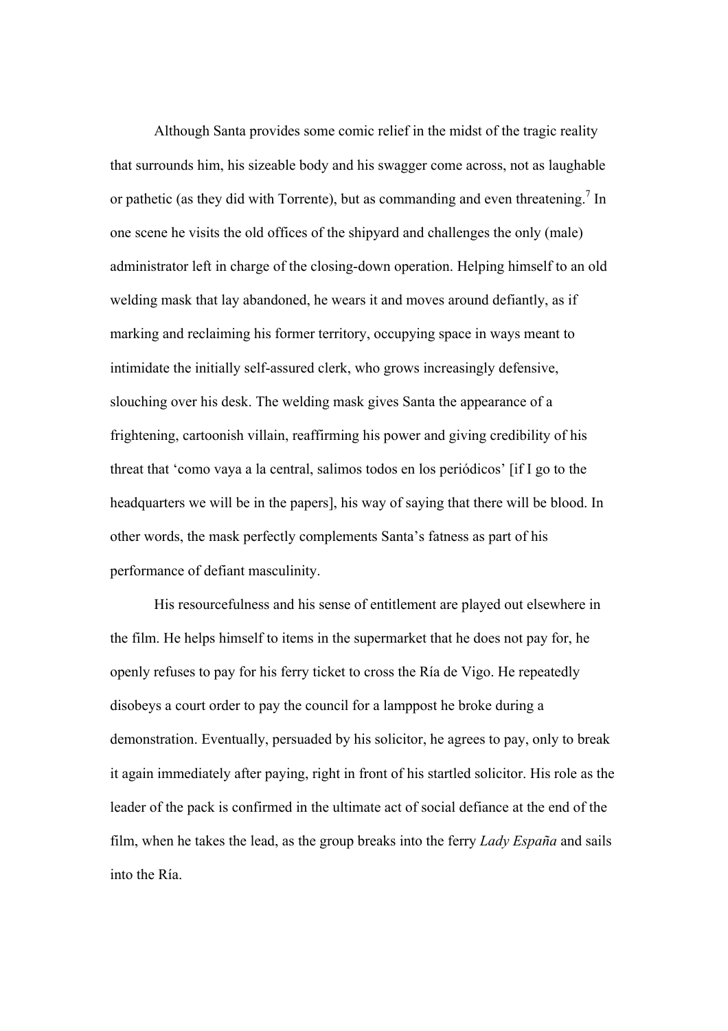Although Santa provides some comic relief in the midst of the tragic reality that surrounds him, his sizeable body and his swagger come across, not as laughable or pathetic (as they did with Torrente), but as commanding and even threatening.[7] In one scene he visits the old offices of the shipyard and challenges the only (male) administrator left in charge of the closing-down operation. Helping himself to an old welding mask that lay abandoned, he wears it and moves around defiantly, as if marking and reclaiming his former territory, occupying space in ways meant to intimidate the initially self-assured clerk, who grows increasingly defensive, slouching over his desk. The welding mask gives Santa the appearance of a frightening, cartoonish villain, reaffirming his power and giving credibility of his threat that 'como vaya a la central, salimos todos en los periódicos' [if I go to the headquarters we will be in the papers], his way of saying that there will be blood. In other words, the mask perfectly complements Santa's fatness as part of his performance of defiant masculinity.

His resourcefulness and his sense of entitlement are played out elsewhere in the film. He helps himself to items in the supermarket that he does not pay for, he openly refuses to pay for his ferry ticket to cross the Ría de Vigo. He repeatedly disobeys a court order to pay the council for a lamppost he broke during a demonstration. Eventually, persuaded by his solicitor, he agrees to pay, only to break it again immediately after paying, right in front of his startled solicitor. His role as the leader of the pack is confirmed in the ultimate act of social defiance at the end of the film, when he takes the lead, as the group breaks into the ferry *Lady España* and sails into the Ría.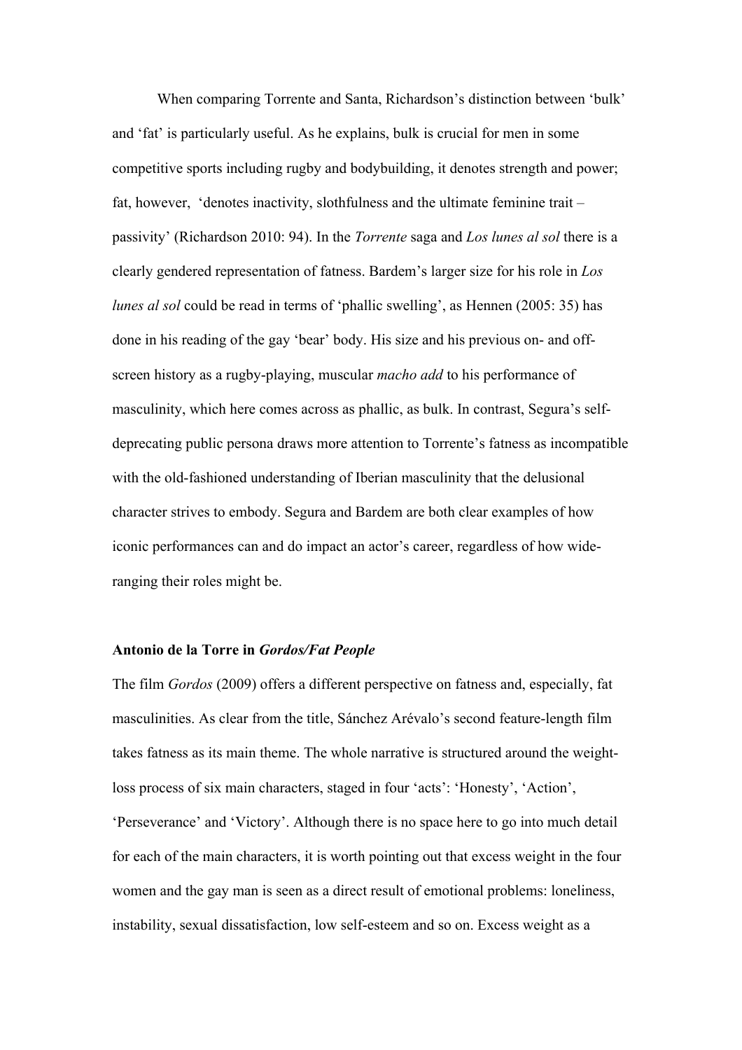When comparing Torrente and Santa, Richardson's distinction between 'bulk' and 'fat' is particularly useful. As he explains, bulk is crucial for men in some competitive sports including rugby and bodybuilding, it denotes strength and power; fat, however, 'denotes inactivity, slothfulness and the ultimate feminine trait – passivity' (Richardson 2010: 94). In the *Torrente* saga and *Los lunes al sol* there is a clearly gendered representation of fatness. Bardem's larger size for his role in *Los lunes al sol* could be read in terms of 'phallic swelling', as Hennen (2005: 35) has done in his reading of the gay 'bear' body. His size and his previous on- and off-screen history as a rugby-playing, muscular *macho add* to his performance of masculinity, which here comes across as phallic, as bulk. In contrast, Segura's self-deprecating public persona draws more attention to Torrente's fatness as incompatible with the old-fashioned understanding of Iberian masculinity that the delusional character strives to embody. Segura and Bardem are both clear examples of how iconic performances can and do impact an actor's career, regardless of how wide-ranging their roles might be.

**Antonio de la Torre in *Gordos/Fat People***

The film *Gordos* (2009) offers a different perspective on fatness and, especially, fat masculinities. As clear from the title, Sánchez Arévalo's second feature-length film takes fatness as its main theme. The whole narrative is structured around the weight-loss process of six main characters, staged in four 'acts': 'Honesty', 'Action', 'Perseverance' and 'Victory'. Although there is no space here to go into much detail for each of the main characters, it is worth pointing out that excess weight in the four women and the gay man is seen as a direct result of emotional problems: loneliness, instability, sexual dissatisfaction, low self-esteem and so on. Excess weight as a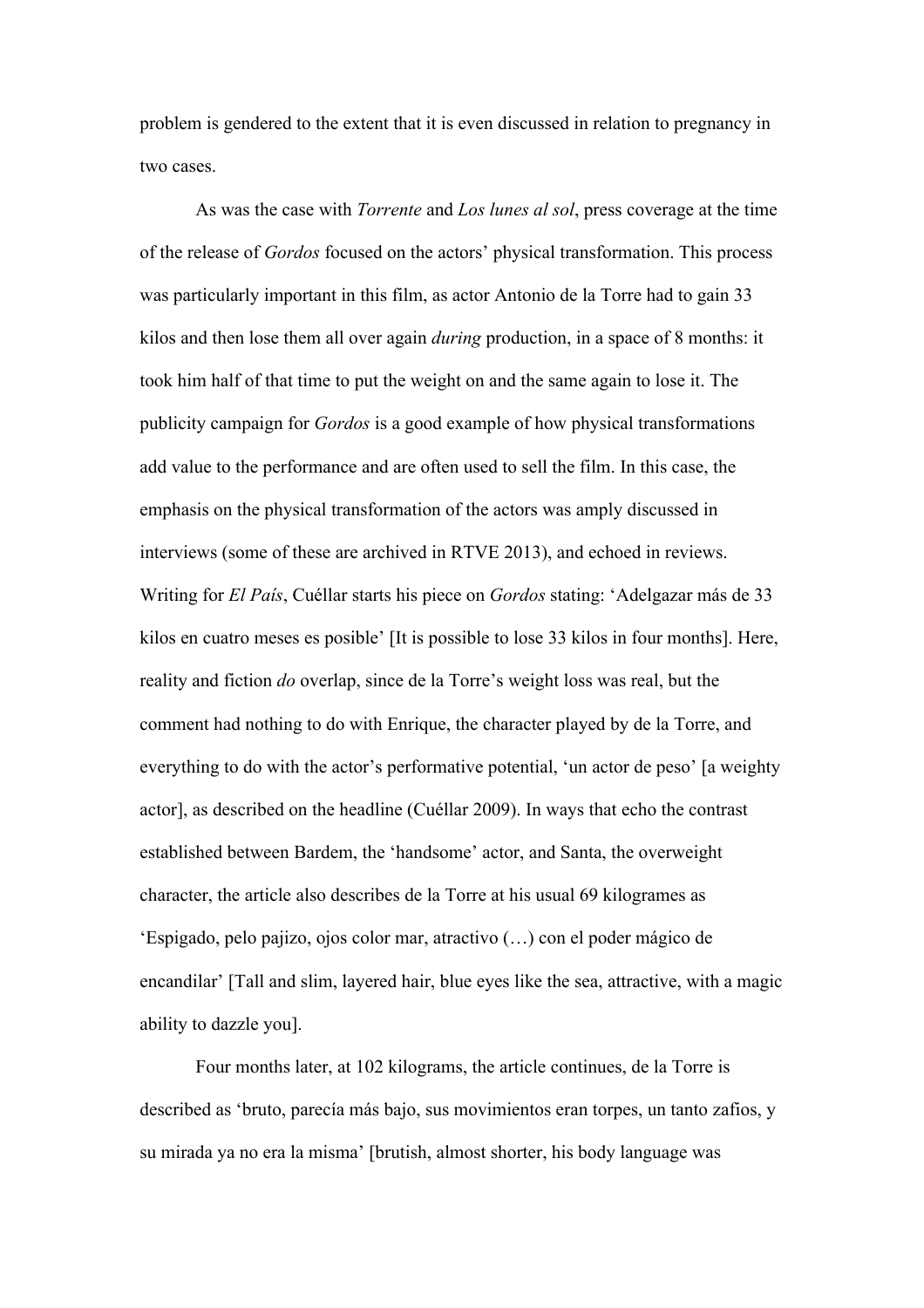problem is gendered to the extent that it is even discussed in relation to pregnancy in two cases.

As was the case with *Torrente* and *Los lunes al sol*, press coverage at the time of the release of *Gordos* focused on the actors' physical transformation. This process was particularly important in this film, as actor Antonio de la Torre had to gain 33 kilos and then lose them all over again *during* production, in a space of 8 months: it took him half of that time to put the weight on and the same again to lose it. The publicity campaign for *Gordos* is a good example of how physical transformations add value to the performance and are often used to sell the film. In this case, the emphasis on the physical transformation of the actors was amply discussed in interviews (some of these are archived in RTVE 2013), and echoed in reviews. Writing for *El País*, Cuéllar starts his piece on *Gordos* stating: 'Adelgazar más de 33 kilos en cuatro meses es posible' [It is possible to lose 33 kilos in four months]. Here, reality and fiction *do* overlap, since de la Torre's weight loss was real, but the comment had nothing to do with Enrique, the character played by de la Torre, and everything to do with the actor's performative potential, 'un actor de peso' [a weighty actor], as described on the headline (Cuéllar 2009). In ways that echo the contrast established between Bardem, the 'handsome' actor, and Santa, the overweight character, the article also describes de la Torre at his usual 69 kilogrames as 'Espigado, pelo pajizo, ojos color mar, atractivo (…) con el poder mágico de encandilar' [Tall and slim, layered hair, blue eyes like the sea, attractive, with a magic ability to dazzle you].

Four months later, at 102 kilograms, the article continues, de la Torre is described as 'bruto, parecía más bajo, sus movimientos eran torpes, un tanto zafios, y su mirada ya no era la misma' [brutish, almost shorter, his body language was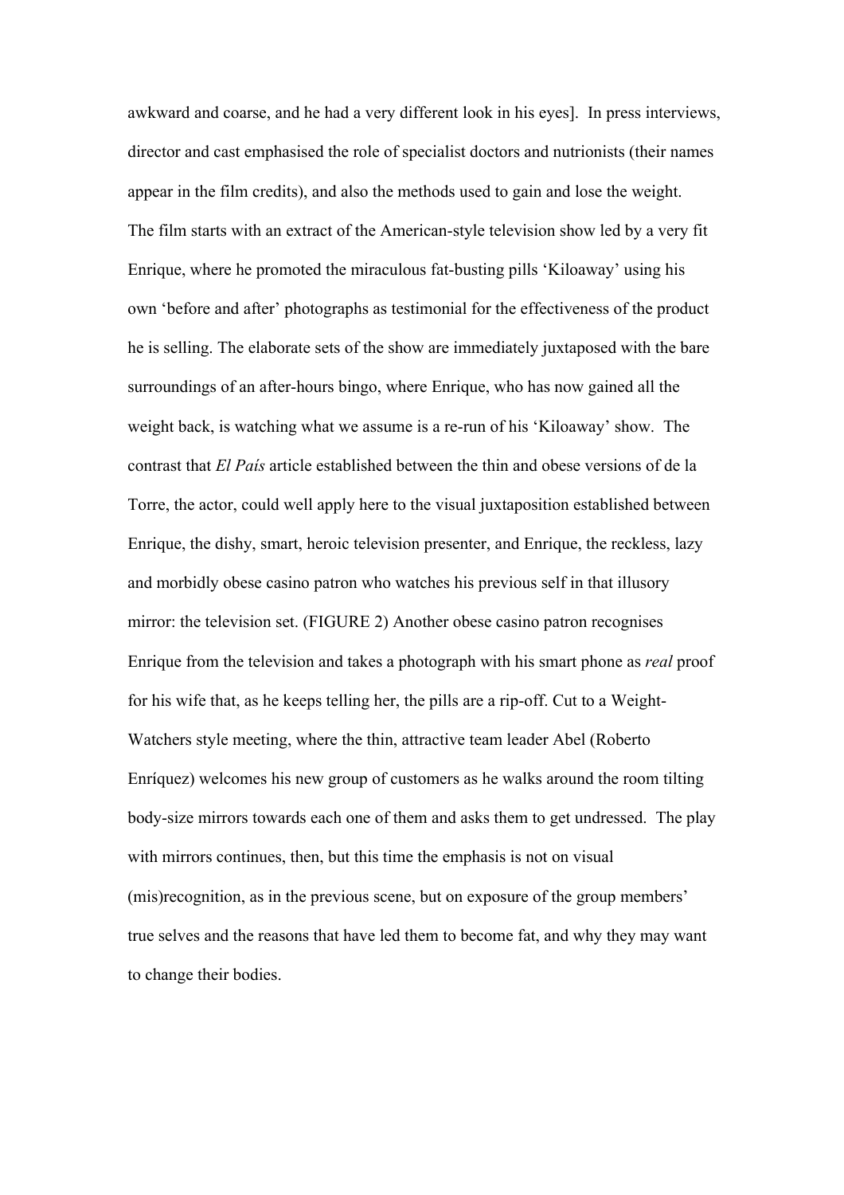awkward and coarse, and he had a very different look in his eyes]. In press interviews, director and cast emphasised the role of specialist doctors and nutrionists (their names appear in the film credits), and also the methods used to gain and lose the weight. The film starts with an extract of the American-style television show led by a very fit Enrique, where he promoted the miraculous fat-busting pills 'Kiloaway' using his own 'before and after' photographs as testimonial for the effectiveness of the product he is selling. The elaborate sets of the show are immediately juxtaposed with the bare surroundings of an after-hours bingo, where Enrique, who has now gained all the weight back, is watching what we assume is a re-run of his 'Kiloaway' show. The contrast that *El País* article established between the thin and obese versions of de la Torre, the actor, could well apply here to the visual juxtaposition established between Enrique, the dishy, smart, heroic television presenter, and Enrique, the reckless, lazy and morbidly obese casino patron who watches his previous self in that illusory mirror: the television set. (FIGURE 2) Another obese casino patron recognises Enrique from the television and takes a photograph with his smart phone as *real* proof for his wife that, as he keeps telling her, the pills are a rip-off. Cut to a Weight-Watchers style meeting, where the thin, attractive team leader Abel (Roberto Enríquez) welcomes his new group of customers as he walks around the room tilting body-size mirrors towards each one of them and asks them to get undressed. The play with mirrors continues, then, but this time the emphasis is not on visual (mis)recognition, as in the previous scene, but on exposure of the group members' true selves and the reasons that have led them to become fat, and why they may want to change their bodies.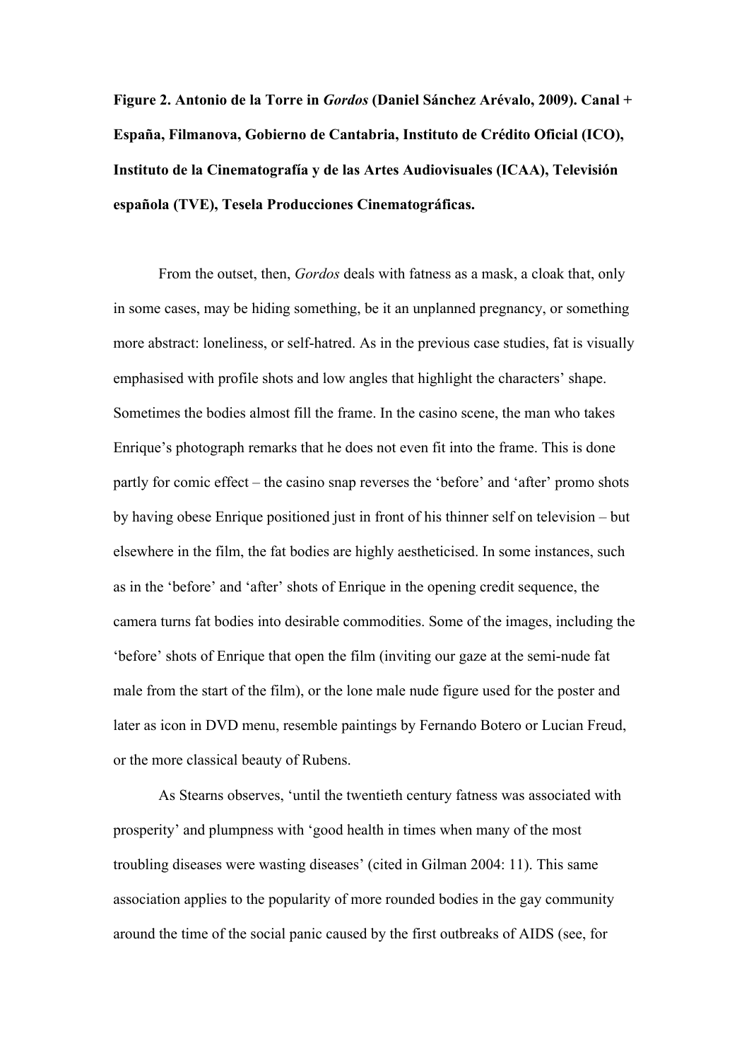**Figure 2. Antonio de la Torre in *Gordos* (Daniel Sánchez Arévalo, 2009). Canal + España, Filmanova, Gobierno de Cantabria, Instituto de Crédito Oficial (ICO), Instituto de la Cinematografía y de las Artes Audiovisuales (ICAA), Televisión española (TVE), Tesela Producciones Cinematográficas.**

From the outset, then, *Gordos* deals with fatness as a mask, a cloak that, only in some cases, may be hiding something, be it an unplanned pregnancy, or something more abstract: loneliness, or self-hatred. As in the previous case studies, fat is visually emphasised with profile shots and low angles that highlight the characters' shape. Sometimes the bodies almost fill the frame. In the casino scene, the man who takes Enrique's photograph remarks that he does not even fit into the frame. This is done partly for comic effect – the casino snap reverses the 'before' and 'after' promo shots by having obese Enrique positioned just in front of his thinner self on television – but elsewhere in the film, the fat bodies are highly aestheticised. In some instances, such as in the 'before' and 'after' shots of Enrique in the opening credit sequence, the camera turns fat bodies into desirable commodities. Some of the images, including the 'before' shots of Enrique that open the film (inviting our gaze at the semi-nude fat male from the start of the film), or the lone male nude figure used for the poster and later as icon in DVD menu, resemble paintings by Fernando Botero or Lucian Freud, or the more classical beauty of Rubens.

As Stearns observes, 'until the twentieth century fatness was associated with prosperity' and plumpness with 'good health in times when many of the most troubling diseases were wasting diseases' (cited in Gilman 2004: 11). This same association applies to the popularity of more rounded bodies in the gay community around the time of the social panic caused by the first outbreaks of AIDS (see, for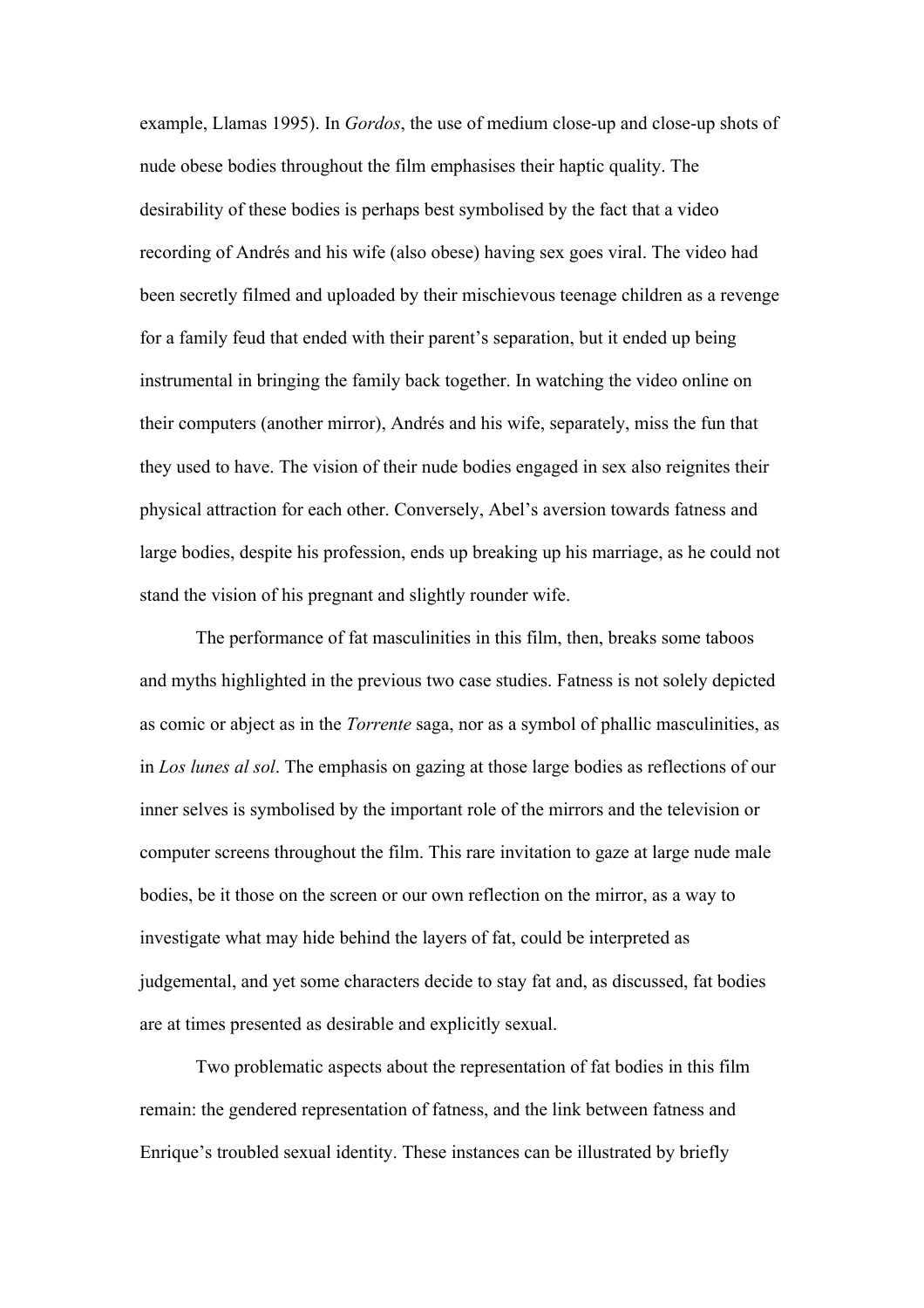example, Llamas 1995). In *Gordos*, the use of medium close-up and close-up shots of nude obese bodies throughout the film emphasises their haptic quality. The desirability of these bodies is perhaps best symbolised by the fact that a video recording of Andrés and his wife (also obese) having sex goes viral. The video had been secretly filmed and uploaded by their mischievous teenage children as a revenge for a family feud that ended with their parent's separation, but it ended up being instrumental in bringing the family back together. In watching the video online on their computers (another mirror), Andrés and his wife, separately, miss the fun that they used to have. The vision of their nude bodies engaged in sex also reignites their physical attraction for each other. Conversely, Abel's aversion towards fatness and large bodies, despite his profession, ends up breaking up his marriage, as he could not stand the vision of his pregnant and slightly rounder wife.

The performance of fat masculinities in this film, then, breaks some taboos and myths highlighted in the previous two case studies. Fatness is not solely depicted as comic or abject as in the *Torrente* saga, nor as a symbol of phallic masculinities, as in *Los lunes al sol*. The emphasis on gazing at those large bodies as reflections of our inner selves is symbolised by the important role of the mirrors and the television or computer screens throughout the film. This rare invitation to gaze at large nude male bodies, be it those on the screen or our own reflection on the mirror, as a way to investigate what may hide behind the layers of fat, could be interpreted as judgemental, and yet some characters decide to stay fat and, as discussed, fat bodies are at times presented as desirable and explicitly sexual.

Two problematic aspects about the representation of fat bodies in this film remain: the gendered representation of fatness, and the link between fatness and Enrique's troubled sexual identity. These instances can be illustrated by briefly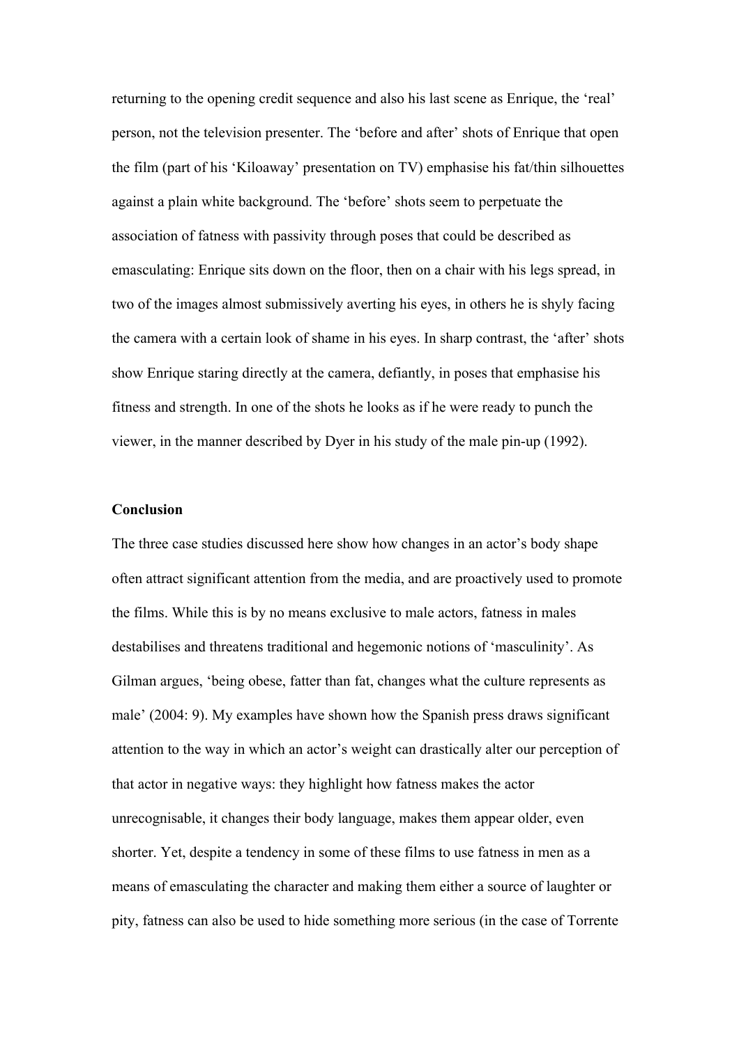returning to the opening credit sequence and also his last scene as Enrique, the 'real' person, not the television presenter. The 'before and after' shots of Enrique that open the film (part of his 'Kiloaway' presentation on TV) emphasise his fat/thin silhouettes against a plain white background. The 'before' shots seem to perpetuate the association of fatness with passivity through poses that could be described as emasculating: Enrique sits down on the floor, then on a chair with his legs spread, in two of the images almost submissively averting his eyes, in others he is shyly facing the camera with a certain look of shame in his eyes. In sharp contrast, the 'after' shots show Enrique staring directly at the camera, defiantly, in poses that emphasise his fitness and strength. In one of the shots he looks as if he were ready to punch the viewer, in the manner described by Dyer in his study of the male pin-up (1992).

## Conclusion

The three case studies discussed here show how changes in an actor's body shape often attract significant attention from the media, and are proactively used to promote the films. While this is by no means exclusive to male actors, fatness in males destabilises and threatens traditional and hegemonic notions of 'masculinity'. As Gilman argues, 'being obese, fatter than fat, changes what the culture represents as male' (2004: 9). My examples have shown how the Spanish press draws significant attention to the way in which an actor's weight can drastically alter our perception of that actor in negative ways: they highlight how fatness makes the actor unrecognisable, it changes their body language, makes them appear older, even shorter. Yet, despite a tendency in some of these films to use fatness in men as a means of emasculating the character and making them either a source of laughter or pity, fatness can also be used to hide something more serious (in the case of Torrente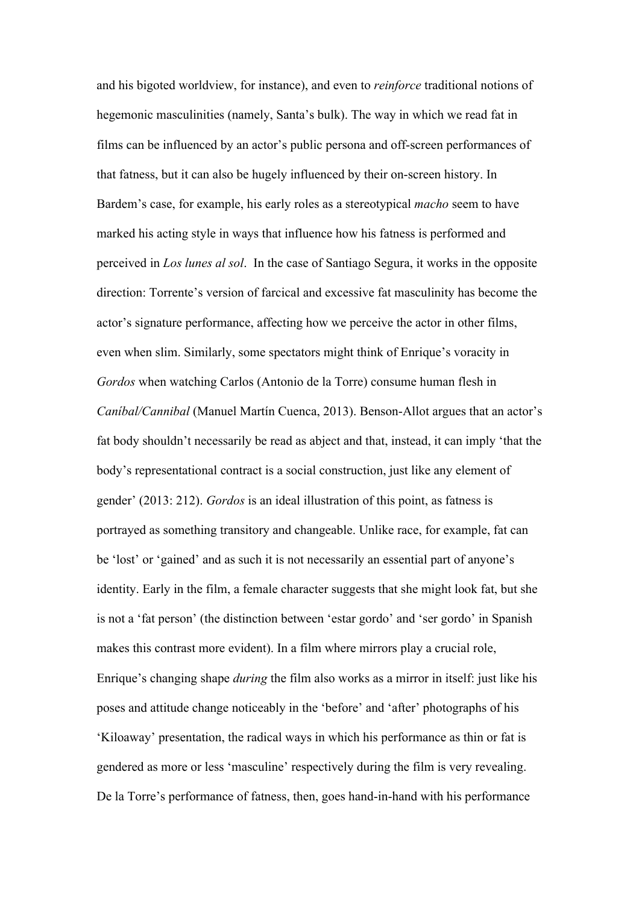and his bigoted worldview, for instance), and even to *reinforce* traditional notions of hegemonic masculinities (namely, Santa's bulk). The way in which we read fat in films can be influenced by an actor's public persona and off-screen performances of that fatness, but it can also be hugely influenced by their on-screen history. In Bardem's case, for example, his early roles as a stereotypical *macho* seem to have marked his acting style in ways that influence how his fatness is performed and perceived in *Los lunes al sol*. In the case of Santiago Segura, it works in the opposite direction: Torrente's version of farcical and excessive fat masculinity has become the actor's signature performance, affecting how we perceive the actor in other films, even when slim. Similarly, some spectators might think of Enrique's voracity in *Gordos* when watching Carlos (Antonio de la Torre) consume human flesh in *Caníbal/Cannibal* (Manuel Martín Cuenca, 2013). Benson-Allot argues that an actor's fat body shouldn't necessarily be read as abject and that, instead, it can imply 'that the body's representational contract is a social construction, just like any element of gender' (2013: 212). *Gordos* is an ideal illustration of this point, as fatness is portrayed as something transitory and changeable. Unlike race, for example, fat can be 'lost' or 'gained' and as such it is not necessarily an essential part of anyone's identity. Early in the film, a female character suggests that she might look fat, but she is not a 'fat person' (the distinction between 'estar gordo' and 'ser gordo' in Spanish makes this contrast more evident). In a film where mirrors play a crucial role, Enrique's changing shape *during* the film also works as a mirror in itself: just like his poses and attitude change noticeably in the 'before' and 'after' photographs of his 'Kiloaway' presentation, the radical ways in which his performance as thin or fat is gendered as more or less 'masculine' respectively during the film is very revealing. De la Torre's performance of fatness, then, goes hand-in-hand with his performance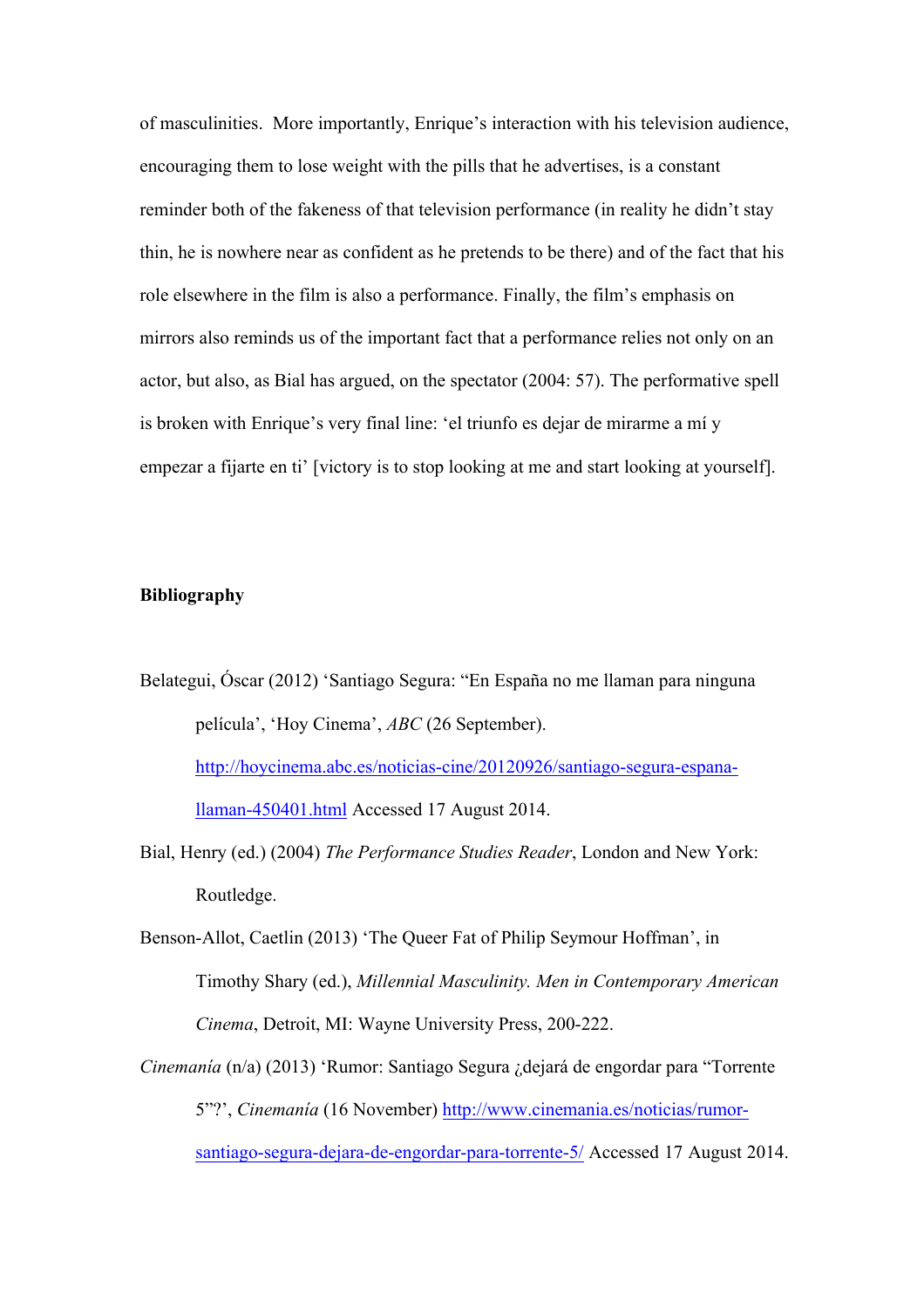of masculinities. More importantly, Enrique's interaction with his television audience, encouraging them to lose weight with the pills that he advertises, is a constant reminder both of the fakeness of that television performance (in reality he didn't stay thin, he is nowhere near as confident as he pretends to be there) and of the fact that his role elsewhere in the film is also a performance. Finally, the film's emphasis on mirrors also reminds us of the important fact that a performance relies not only on an actor, but also, as Bial has argued, on the spectator (2004: 57). The performative spell is broken with Enrique's very final line: 'el triunfo es dejar de mirarme a mí y empezar a fijarte en ti' [victory is to stop looking at me and start looking at yourself].

## Bibliography

Belategui, Óscar (2012) 'Santiago Segura: "En España no me llaman para ninguna película', 'Hoy Cinema', *ABC* (26 September). http://hoycinema.abc.es/noticias-cine/20120926/santiago-segura-espana-llaman-450401.html Accessed 17 August 2014.

Bial, Henry (ed.) (2004) *The Performance Studies Reader*, London and New York: Routledge.

Benson-Allot, Caetlin (2013) 'The Queer Fat of Philip Seymour Hoffman', in Timothy Shary (ed.), *Millennial Masculinity. Men in Contemporary American Cinema*, Detroit, MI: Wayne University Press, 200-222.

*Cinemanía* (n/a) (2013) 'Rumor: Santiago Segura ¿dejará de engordar para "Torrente 5"?', *Cinemanía* (16 November) http://www.cinemania.es/noticias/rumor-santiago-segura-dejara-de-engordar-para-torrente-5/ Accessed 17 August 2014.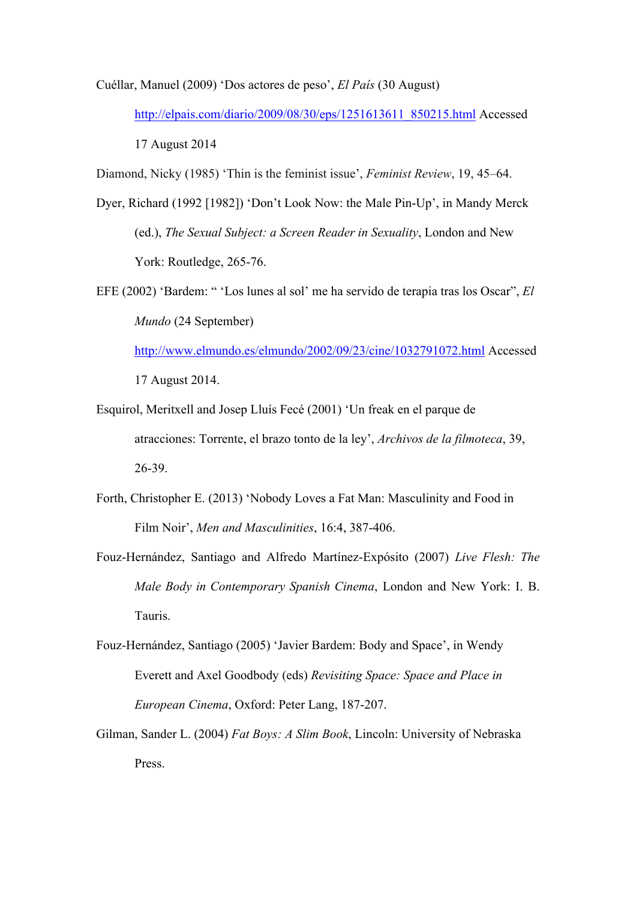Cuéllar, Manuel (2009) ‘Dos actores de peso’, *El País* (30 August) http://elpais.com/diario/2009/08/30/eps/1251613611_850215.html Accessed 17 August 2014

Diamond, Nicky (1985) ‘Thin is the feminist issue’, *Feminist Review*, 19, 45–64.

Dyer, Richard (1992 [1982]) ‘Don’t Look Now: the Male Pin-Up’, in Mandy Merck (ed.), *The Sexual Subject: a Screen Reader in Sexuality*, London and New York: Routledge, 265-76.

EFE (2002) ‘Bardem: “ ‘Los lunes al sol’ me ha servido de terapia tras los Oscar”, *El Mundo* (24 September) http://www.elmundo.es/elmundo/2002/09/23/cine/1032791072.html Accessed 17 August 2014.

Esquirol, Meritxell and Josep Lluís Fecé (2001) ‘Un freak en el parque de atracciones: Torrente, el brazo tonto de la ley’, *Archivos de la filmoteca*, 39, 26-39.

Forth, Christopher E. (2013) ‘Nobody Loves a Fat Man: Masculinity and Food in Film Noir’, *Men and Masculinities*, 16:4, 387-406.

Fouz-Hernández, Santiago and Alfredo Martínez-Expósito (2007) *Live Flesh: The Male Body in Contemporary Spanish Cinema*, London and New York: I. B. Tauris.

Fouz-Hernández, Santiago (2005) ‘Javier Bardem: Body and Space’, in Wendy Everett and Axel Goodbody (eds) *Revisiting Space: Space and Place in European Cinema*, Oxford: Peter Lang, 187-207.

Gilman, Sander L. (2004) *Fat Boys: A Slim Book*, Lincoln: University of Nebraska Press.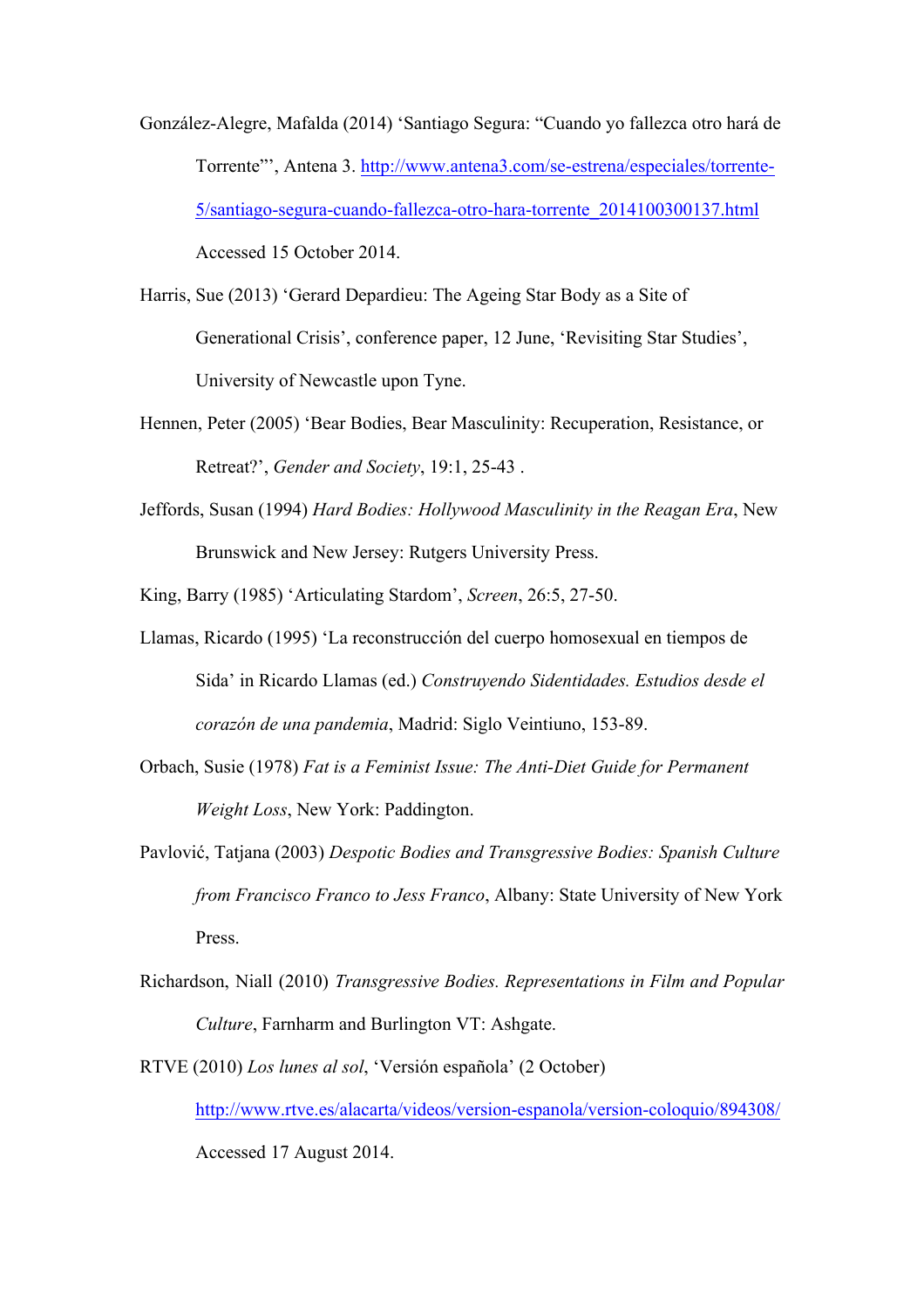González-Alegre, Mafalda (2014) 'Santiago Segura: "Cuando yo fallezca otro hará de Torrente"', Antena 3. [http://www.antena3.com/se-estrena/especiales/torrente-5/santiago-segura-cuando-fallezca-otro-hara-torrente_2014100300137.html](http://www.antena3.com/se-estrena/especiales/torrente-5/santiago-segura-cuando-fallezca-otro-hara-torrente_2014100300137.html) Accessed 15 October 2014.

Harris, Sue (2013) 'Gerard Depardieu: The Ageing Star Body as a Site of Generational Crisis', conference paper, 12 June, 'Revisiting Star Studies', University of Newcastle upon Tyne.

Hennen, Peter (2005) 'Bear Bodies, Bear Masculinity: Recuperation, Resistance, or Retreat?', *Gender and Society*, 19:1, 25-43 .

Jeffords, Susan (1994) *Hard Bodies: Hollywood Masculinity in the Reagan Era*, New Brunswick and New Jersey: Rutgers University Press.

King, Barry (1985) 'Articulating Stardom', *Screen*, 26:5, 27-50.

Llamas, Ricardo (1995) 'La reconstrucción del cuerpo homosexual en tiempos de Sida' in Ricardo Llamas (ed.) *Construyendo Sidentidades. Estudios desde el corazón de una pandemia*, Madrid: Siglo Veintiuno, 153-89.

Orbach, Susie (1978) *Fat is a Feminist Issue: The Anti-Diet Guide for Permanent Weight Loss*, New York: Paddington.

Pavlović, Tatjana (2003) *Despotic Bodies and Transgressive Bodies: Spanish Culture from Francisco Franco to Jess Franco*, Albany: State University of New York Press.

Richardson, Niall (2010) *Transgressive Bodies. Representations in Film and Popular Culture*, Farnharm and Burlington VT: Ashgate.

RTVE (2010) *Los lunes al sol*, 'Versión española' (2 October) [http://www.rtve.es/alacarta/videos/version-espanola/version-coloquio/894308/](http://www.rtve.es/alacarta/videos/version-espanola/version-coloquio/894308/) Accessed 17 August 2014.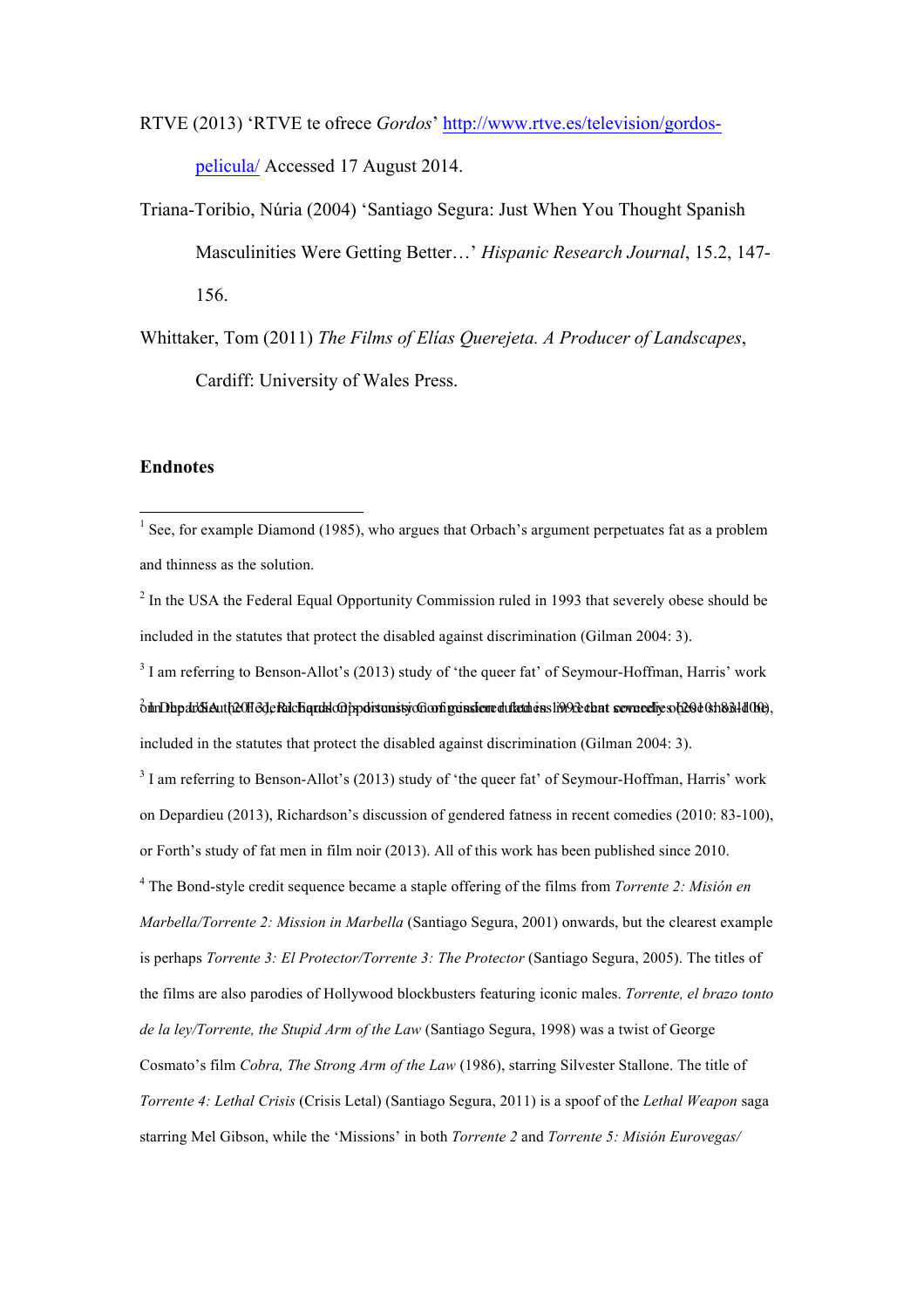RTVE (2013) 'RTVE te ofrece *Gordos*' http://www.rtve.es/television/gordos-pelicula/ Accessed 17 August 2014.

Triana-Toribio, Núria (2004) 'Santiago Segura: Just When You Thought Spanish Masculinities Were Getting Better…' *Hispanic Research Journal*, 15.2, 147-156.

Whittaker, Tom (2011) *The Films of Elías Querejeta. A Producer of Landscapes*, Cardiff: University of Wales Press.

## Endnotes

[1] See, for example Diamond (1985), who argues that Orbach's argument perpetuates fat as a problem and thinness as the solution.

[2] In the USA the Federal Equal Opportunity Commission ruled in 1993 that severely obese should be included in the statutes that protect the disabled against discrimination (Gilman 2004: 3).

[3] I am referring to Benson-Allot's (2013) study of 'the queer fat' of Seymour-Hoffman, Harris' work

[2] In the USA the Federal Equal Opportunity Commission ruled in 1993 that severely obese should be included in the statutes that protect the disabled against discrimination (Gilman 2004: 3).

[3] I am referring to Benson-Allot's (2013) study of 'the queer fat' of Seymour-Hoffman, Harris' work on Depardieu (2013), Richardson's discussion of gendered fatness in recent comedies (2010: 83-100), or Forth's study of fat men in film noir (2013). All of this work has been published since 2010.

[4] The Bond-style credit sequence became a staple offering of the films from *Torrente 2: Misión en Marbella/Torrente 2: Mission in Marbella* (Santiago Segura, 2001) onwards, but the clearest example is perhaps *Torrente 3: El Protector/Torrente 3: The Protector* (Santiago Segura, 2005). The titles of the films are also parodies of Hollywood blockbusters featuring iconic males. *Torrente, el brazo tonto de la ley/Torrente, the Stupid Arm of the Law* (Santiago Segura, 1998) was a twist of George Cosmato's film *Cobra, The Strong Arm of the Law* (1986), starring Silvester Stallone. The title of *Torrente 4: Lethal Crisis* (Crisis Letal) (Santiago Segura, 2011) is a spoof of the *Lethal Weapon* saga starring Mel Gibson, while the 'Missions' in both *Torrente 2* and *Torrente 5: Misión Eurovegas/*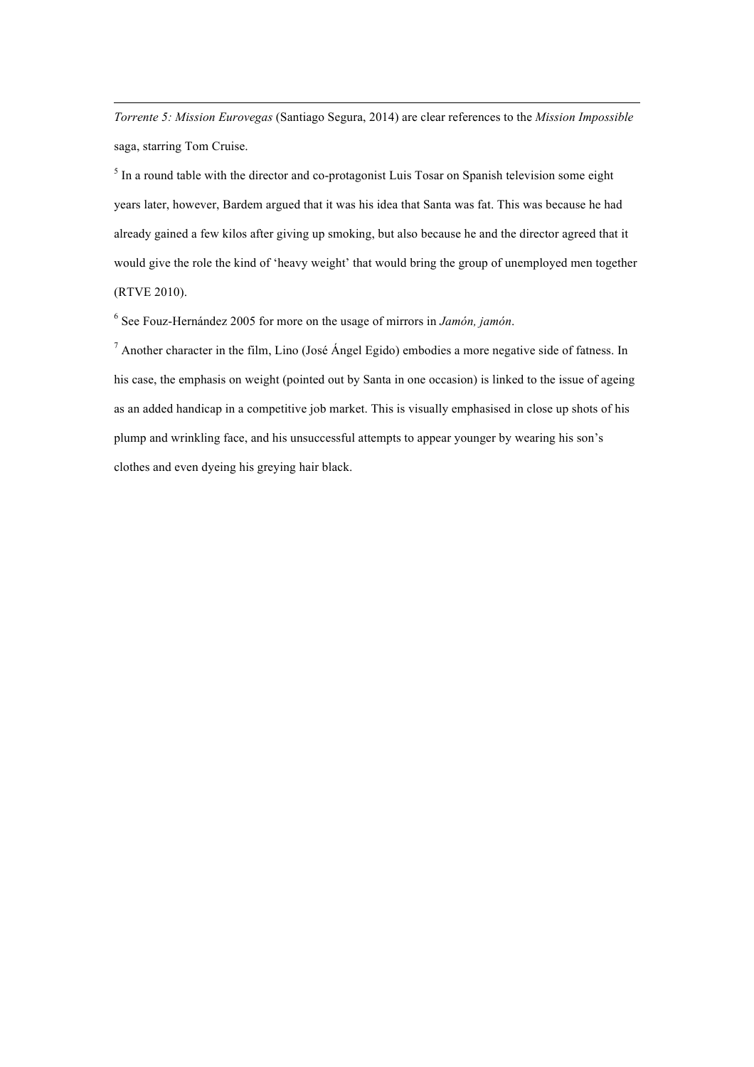*Torrente 5: Mission Eurovegas* (Santiago Segura, 2014) are clear references to the *Mission Impossible* saga, starring Tom Cruise.

[5] In a round table with the director and co-protagonist Luis Tosar on Spanish television some eight years later, however, Bardem argued that it was his idea that Santa was fat. This was because he had already gained a few kilos after giving up smoking, but also because he and the director agreed that it would give the role the kind of 'heavy weight' that would bring the group of unemployed men together (RTVE 2010).

[6] See Fouz-Hernández 2005 for more on the usage of mirrors in *Jamón, jamón*.

[7] Another character in the film, Lino (José Ángel Egido) embodies a more negative side of fatness. In his case, the emphasis on weight (pointed out by Santa in one occasion) is linked to the issue of ageing as an added handicap in a competitive job market. This is visually emphasised in close up shots of his plump and wrinkling face, and his unsuccessful attempts to appear younger by wearing his son's clothes and even dyeing his greying hair black.